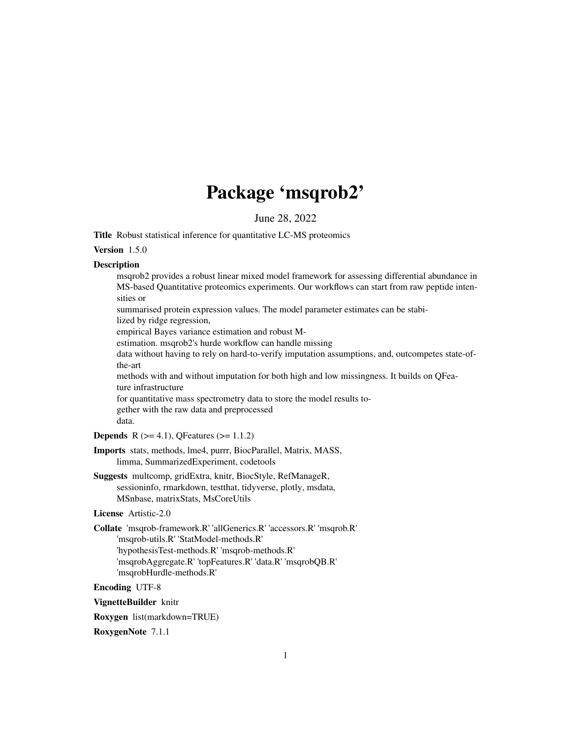# Package 'msqrob2'

June 28, 2022

**Title** Robust statistical inference for quantitative LC-MS proteomics

**Version** 1.5.0

**Description**

msqrob2 provides a robust linear mixed model framework for assessing differential abundance in MS-based Quantitative proteomics experiments. Our workflows can start from raw peptide intensities or

summarised protein expression values. The model parameter estimates can be stabilized by ridge regression,

empirical Bayes variance estimation and robust M-estimation. msqrob2's hurde workflow can handle missing

data without having to rely on hard-to-verify imputation assumptions, and, outcompetes state-of-the-art

methods with and without imputation for both high and low missingness. It builds on QFeature infrastructure

for quantitative mass spectrometry data to store the model results together with the raw data and preprocessed

data.

**Depends** R (>= 4.1), QFeatures (>= 1.1.2)

**Imports** stats, methods, lme4, purrr, BiocParallel, Matrix, MASS, limma, SummarizedExperiment, codetools

**Suggests** multcomp, gridExtra, knitr, BiocStyle, RefManageR, sessioninfo, rmarkdown, testthat, tidyverse, plotly, msdata, MSnbase, matrixStats, MsCoreUtils

**License** Artistic-2.0

**Collate** 'msqrob-framework.R' 'allGenerics.R' 'accessors.R' 'msqrob.R' 'msqrob-utils.R' 'StatModel-methods.R' 'hypothesisTest-methods.R' 'msqrob-methods.R' 'msqrobAggregate.R' 'topFeatures.R' 'data.R' 'msqrobQB.R' 'msqrobHurdle-methods.R'

**Encoding** UTF-8

**VignetteBuilder** knitr

**Roxygen** list(markdown=TRUE)

**RoxygenNote** 7.1.1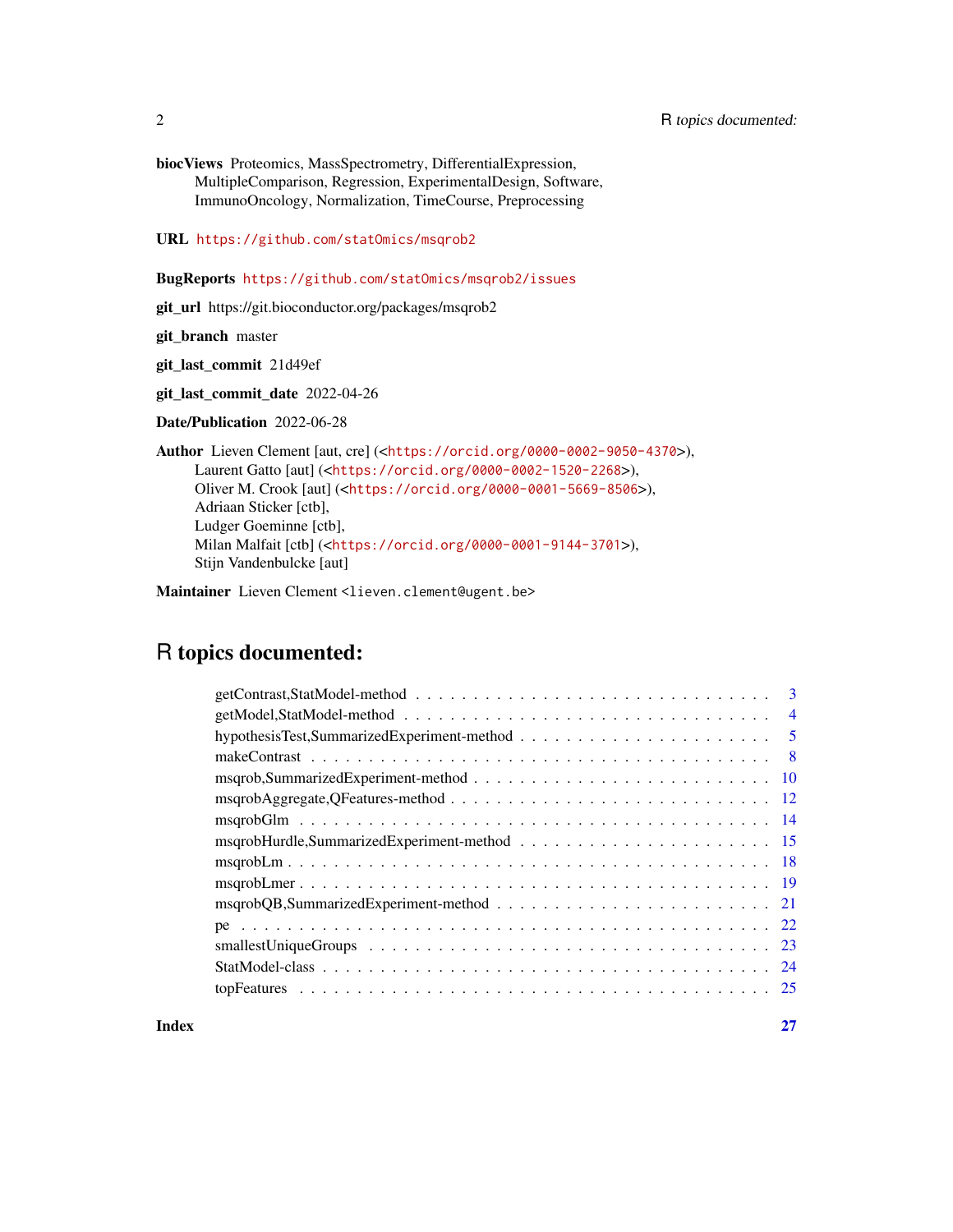**biocViews** Proteomics, MassSpectrometry, DifferentialExpression, MultipleComparison, Regression, ExperimentalDesign, Software, ImmunoOncology, Normalization, TimeCourse, Preprocessing

**URL** https://github.com/statOmics/msqrob2

**BugReports** https://github.com/statOmics/msqrob2/issues

**git_url** https://git.bioconductor.org/packages/msqrob2

**git_branch** master

**git_last_commit** 21d49ef

**git_last_commit_date** 2022-04-26

**Date/Publication** 2022-06-28

**Author** Lieven Clement [aut, cre] (<https://orcid.org/0000-0002-9050-4370>), Laurent Gatto [aut] (<https://orcid.org/0000-0002-1520-2268>), Oliver M. Crook [aut] (<https://orcid.org/0000-0001-5669-8506>), Adriaan Sticker [ctb], Ludger Goeminne [ctb], Milan Malfait [ctb] (<https://orcid.org/0000-0001-9144-3701>), Stijn Vandenbulcke [aut]

**Maintainer** Lieven Clement <lieven.clement@ugent.be>

# R topics documented:

- getContrast,StatModel-method . . . . . . . . . . 3
- getModel,StatModel-method . . . . . . . . . . 4
- hypothesisTest,SummarizedExperiment-method . . . . . . . . . . 5
- makeContrast . . . . . . . . . . 8
- msqrob,SummarizedExperiment-method . . . . . . . . . . 10
- msqrobAggregate,QFeatures-method . . . . . . . . . . 12
- msqrobGlm . . . . . . . . . . 14
- msqrobHurdle,SummarizedExperiment-method . . . . . . . . . . 15
- msqrobLm . . . . . . . . . . 18
- msqrobLmer . . . . . . . . . . 19
- msqrobQB,SummarizedExperiment-method . . . . . . . . . . 21
- pe . . . . . . . . . . 22
- smallestUniqueGroups . . . . . . . . . . 23
- StatModel-class . . . . . . . . . . 24
- topFeatures . . . . . . . . . . 25

**Index** **27**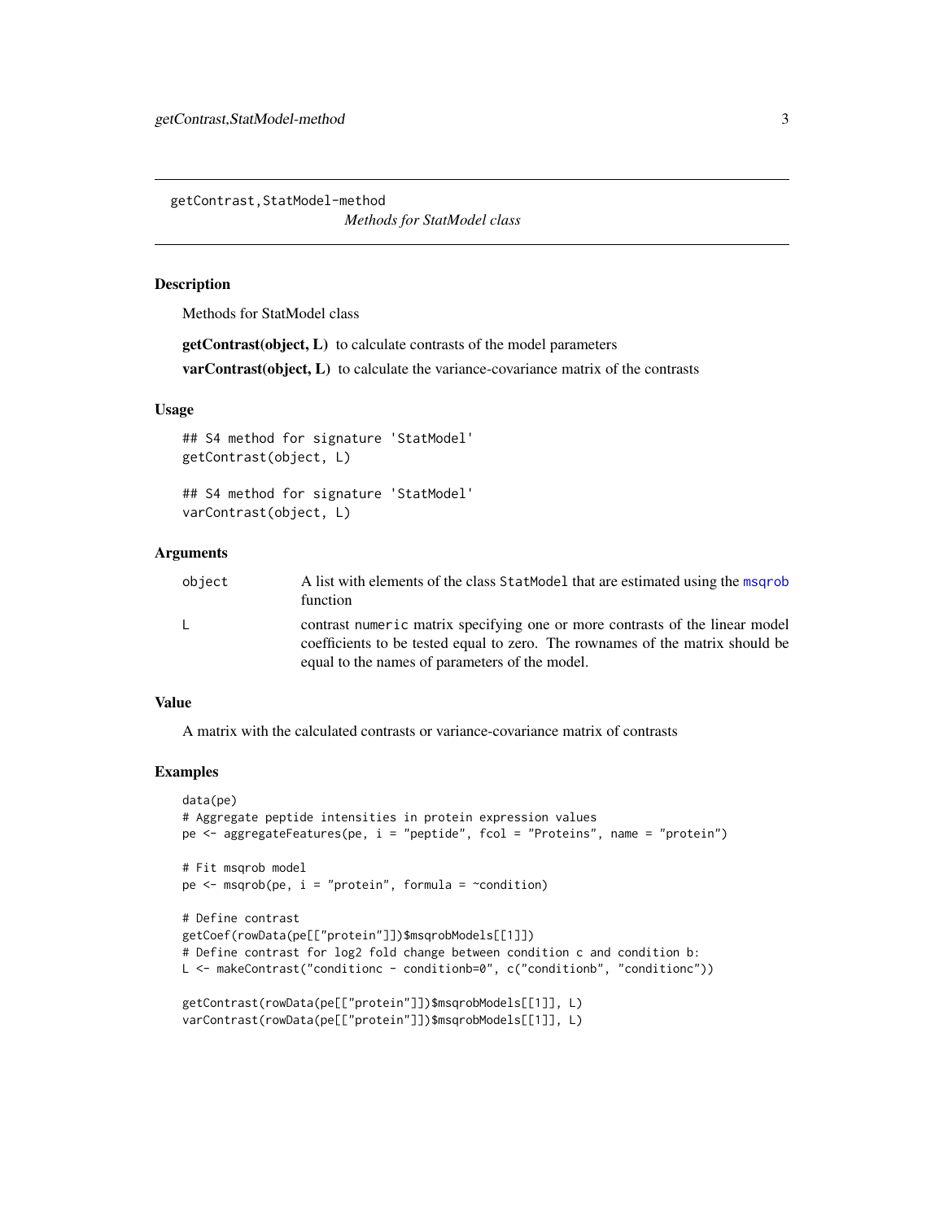`getContrast,StatModel-method`

*Methods for StatModel class*

## Description

Methods for StatModel class

**getContrast(object, L)** to calculate contrasts of the model parameters

**varContrast(object, L)** to calculate the variance-covariance matrix of the contrasts

## Usage

```
## S4 method for signature 'StatModel'
getContrast(object, L)

## S4 method for signature 'StatModel'
varContrast(object, L)
```

## Arguments

| | |
|---|---|
| object | A list with elements of the class `StatModel` that are estimated using the `msqrob` function |
| L | contrast `numeric` matrix specifying one or more contrasts of the linear model coefficients to be tested equal to zero. The rownames of the matrix should be equal to the names of parameters of the model. |

## Value

A matrix with the calculated contrasts or variance-covariance matrix of contrasts

## Examples

```
data(pe)
# Aggregate peptide intensities in protein expression values
pe <- aggregateFeatures(pe, i = "peptide", fcol = "Proteins", name = "protein")

# Fit msqrob model
pe <- msqrob(pe, i = "protein", formula = ~condition)

# Define contrast
getCoef(rowData(pe[["protein"]])$msqrobModels[[1]])
# Define contrast for log2 fold change between condition c and condition b:
L <- makeContrast("conditionc - conditionb=0", c("conditionb", "conditionc"))

getContrast(rowData(pe[["protein"]])$msqrobModels[[1]], L)
varContrast(rowData(pe[["protein"]])$msqrobModels[[1]], L)
```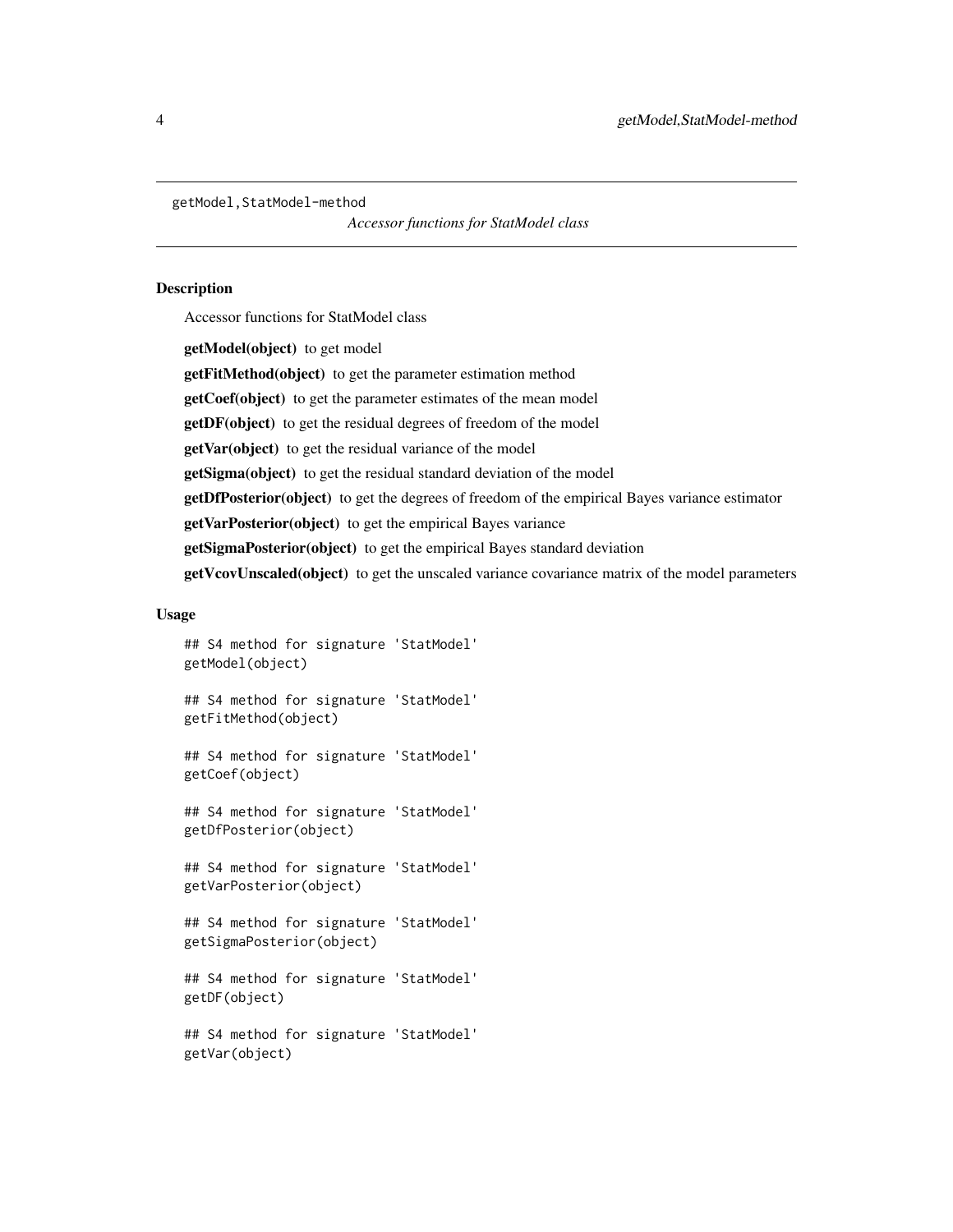getModel,StatModel-method

*Accessor functions for StatModel class*

## Description

Accessor functions for StatModel class

**getModel(object)** to get model

**getFitMethod(object)** to get the parameter estimation method

**getCoef(object)** to get the parameter estimates of the mean model

**getDF(object)** to get the residual degrees of freedom of the model

**getVar(object)** to get the residual variance of the model

**getSigma(object)** to get the residual standard deviation of the model

**getDfPosterior(object)** to get the degrees of freedom of the empirical Bayes variance estimator

**getVarPosterior(object)** to get the empirical Bayes variance

**getSigmaPosterior(object)** to get the empirical Bayes standard deviation

**getVcovUnscaled(object)** to get the unscaled variance covariance matrix of the model parameters

## Usage

```
## S4 method for signature 'StatModel'
getModel(object)

## S4 method for signature 'StatModel'
getFitMethod(object)

## S4 method for signature 'StatModel'
getCoef(object)

## S4 method for signature 'StatModel'
getDfPosterior(object)

## S4 method for signature 'StatModel'
getVarPosterior(object)

## S4 method for signature 'StatModel'
getSigmaPosterior(object)

## S4 method for signature 'StatModel'
getDF(object)

## S4 method for signature 'StatModel'
getVar(object)
```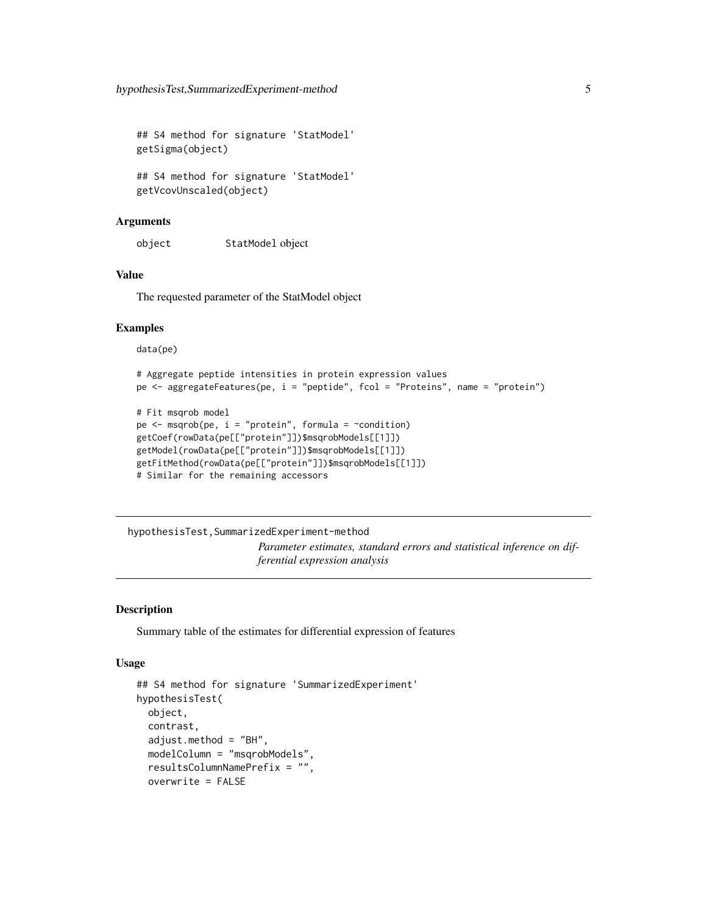```
## S4 method for signature 'StatModel'
getSigma(object)

## S4 method for signature 'StatModel'
getVcovUnscaled(object)
```

### Arguments

object StatModel object

### Value

The requested parameter of the StatModel object

### Examples

```
data(pe)

# Aggregate peptide intensities in protein expression values
pe <- aggregateFeatures(pe, i = "peptide", fcol = "Proteins", name = "protein")

# Fit msqrob model
pe <- msqrob(pe, i = "protein", formula = ~condition)
getCoef(rowData(pe[["protein"]])$msqrobModels[[1]])
getModel(rowData(pe[["protein"]])$msqrobModels[[1]])
getFitMethod(rowData(pe[["protein"]])$msqrobModels[[1]])
# Similar for the remaining accessors
```

---

## hypothesisTest,SummarizedExperiment-method

*Parameter estimates, standard errors and statistical inference on differential expression analysis*

---

### Description

Summary table of the estimates for differential expression of features

### Usage

```
## S4 method for signature 'SummarizedExperiment'
hypothesisTest(
  object,
  contrast,
  adjust.method = "BH",
  modelColumn = "msqrobModels",
  resultsColumnNamePrefix = "",
  overwrite = FALSE
```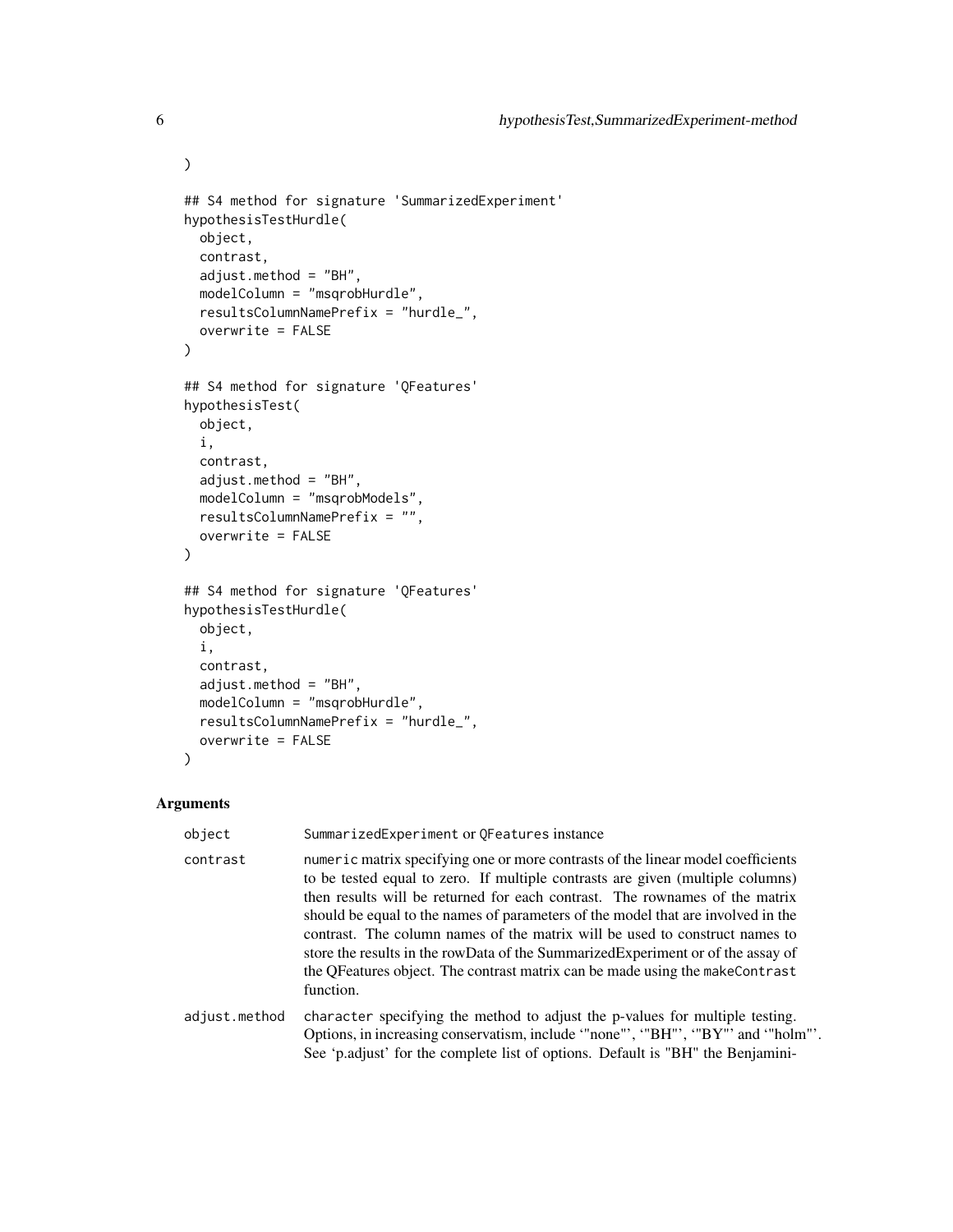```
)

## S4 method for signature 'SummarizedExperiment'
hypothesisTestHurdle(
  object,
  contrast,
  adjust.method = "BH",
  modelColumn = "msqrobHurdle",
  resultsColumnNamePrefix = "hurdle_",
  overwrite = FALSE
)

## S4 method for signature 'QFeatures'
hypothesisTest(
  object,
  i,
  contrast,
  adjust.method = "BH",
  modelColumn = "msqrobModels",
  resultsColumnNamePrefix = "",
  overwrite = FALSE
)

## S4 method for signature 'QFeatures'
hypothesisTestHurdle(
  object,
  i,
  contrast,
  adjust.method = "BH",
  modelColumn = "msqrobHurdle",
  resultsColumnNamePrefix = "hurdle_",
  overwrite = FALSE
)
```

## Arguments

`object` — `SummarizedExperiment` or `QFeatures` instance

`contrast` — `numeric` matrix specifying one or more contrasts of the linear model coefficients to be tested equal to zero. If multiple contrasts are given (multiple columns) then results will be returned for each contrast. The rownames of the matrix should be equal to the names of parameters of the model that are involved in the contrast. The column names of the matrix will be used to construct names to store the results in the rowData of the SummarizedExperiment or of the assay of the QFeatures object. The contrast matrix can be made using the `makeContrast` function.

`adjust.method` — `character` specifying the method to adjust the p-values for multiple testing. Options, in increasing conservatism, include '"none"', '"BH"', '"BY"' and '"holm"'. See 'p.adjust' for the complete list of options. Default is "BH" the Benjamini-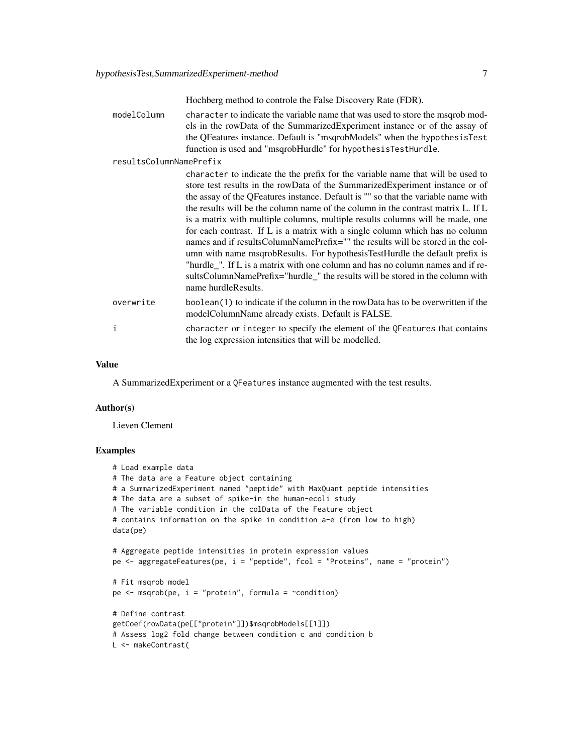Hochberg method to controle the False Discovery Rate (FDR).

modelColumn
: character to indicate the variable name that was used to store the msqrob models in the rowData of the SummarizedExperiment instance or of the assay of the QFeatures instance. Default is "msqrobModels" when the hypothesisTest function is used and "msqrobHurdle" for hypothesisTestHurdle.

resultsColumnNamePrefix
: character to indicate the the prefix for the variable name that will be used to store test results in the rowData of the SummarizedExperiment instance or of the assay of the QFeatures instance. Default is "" so that the variable name with the results will be the column name of the column in the contrast matrix L. If L is a matrix with multiple columns, multiple results columns will be made, one for each contrast. If L is a matrix with a single column which has no column names and if resultsColumnNamePrefix="" the results will be stored in the column with name msqrobResults. For hypothesisTestHurdle the default prefix is "hurdle_". If L is a matrix with one column and has no column names and if resultsColumnNamePrefix="hurdle_" the results will be stored in the column with name hurdleResults.

overwrite
: boolean(1) to indicate if the column in the rowData has to be overwritten if the modelColumnName already exists. Default is FALSE.

i
: character or integer to specify the element of the QFeatures that contains the log expression intensities that will be modelled.

## Value

A SummarizedExperiment or a QFeatures instance augmented with the test results.

## Author(s)

Lieven Clement

## Examples

```
# Load example data
# The data are a Feature object containing
# a SummarizedExperiment named "peptide" with MaxQuant peptide intensities
# The data are a subset of spike-in the human-ecoli study
# The variable condition in the colData of the Feature object
# contains information on the spike in condition a-e (from low to high)
data(pe)

# Aggregate peptide intensities in protein expression values
pe <- aggregateFeatures(pe, i = "peptide", fcol = "Proteins", name = "protein")

# Fit msqrob model
pe <- msqrob(pe, i = "protein", formula = ~condition)

# Define contrast
getCoef(rowData(pe[["protein"]])$msqrobModels[[1]])
# Assess log2 fold change between condition c and condition b
L <- makeContrast(
```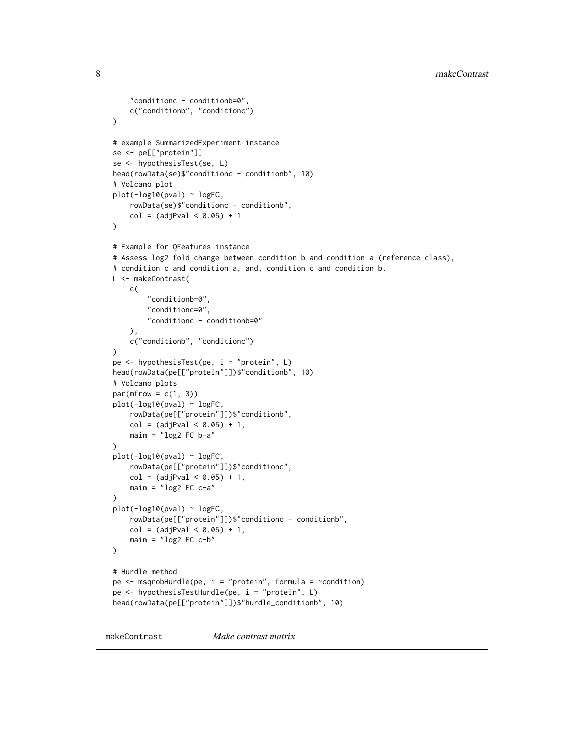```
    "conditionc - conditionb=0",
    c("conditionb", "conditionc")
)

# example SummarizedExperiment instance
se <- pe[["protein"]]
se <- hypothesisTest(se, L)
head(rowData(se)$"conditionc - conditionb", 10)
# Volcano plot
plot(-log10(pval) ~ logFC,
    rowData(se)$"conditionc - conditionb",
    col = (adjPval < 0.05) + 1
)

# Example for QFeatures instance
# Assess log2 fold change between condition b and condition a (reference class),
# condition c and condition a, and, condition c and condition b.
L <- makeContrast(
    c(
        "conditionb=0",
        "conditionc=0",
        "conditionc - conditionb=0"
    ),
    c("conditionb", "conditionc")
)
pe <- hypothesisTest(pe, i = "protein", L)
head(rowData(pe[["protein"]])$"conditionb", 10)
# Volcano plots
par(mfrow = c(1, 3))
plot(-log10(pval) ~ logFC,
    rowData(pe[["protein"]])$"conditionb",
    col = (adjPval < 0.05) + 1,
    main = "log2 FC b-a"
)
plot(-log10(pval) ~ logFC,
    rowData(pe[["protein"]])$"conditionc",
    col = (adjPval < 0.05) + 1,
    main = "log2 FC c-a"
)
plot(-log10(pval) ~ logFC,
    rowData(pe[["protein"]])$"conditionc - conditionb",
    col = (adjPval < 0.05) + 1,
    main = "log2 FC c-b"
)

# Hurdle method
pe <- msqrobHurdle(pe, i = "protein", formula = ~condition)
pe <- hypothesisTestHurdle(pe, i = "protein", L)
head(rowData(pe[["protein"]])$"hurdle_conditionb", 10)
```

## makeContrast *Make contrast matrix*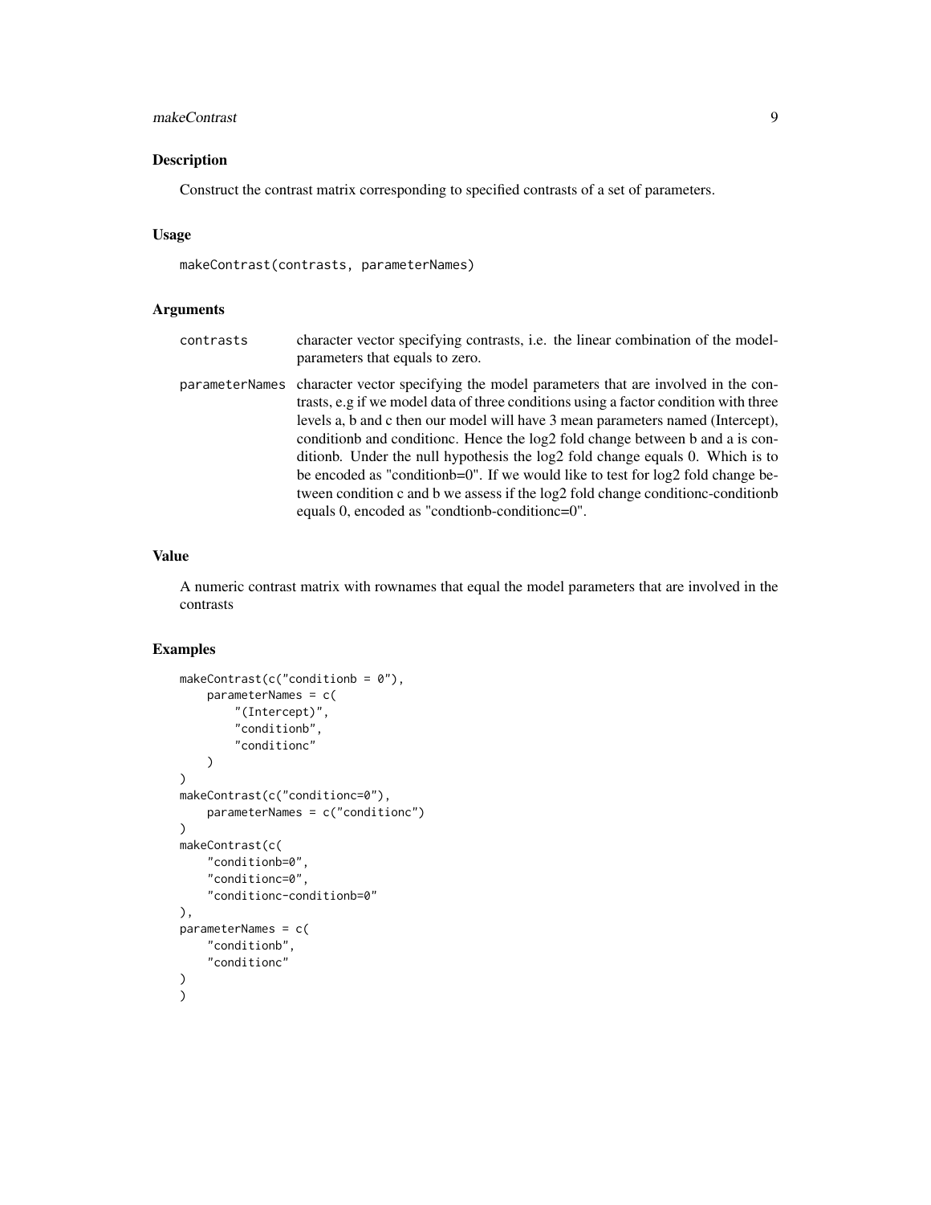## Description

Construct the contrast matrix corresponding to specified contrasts of a set of parameters.

## Usage

```
makeContrast(contrasts, parameterNames)
```

## Arguments

| | |
|---|---|
| `contrasts` | character vector specifying contrasts, i.e. the linear combination of the model-parameters that equals to zero. |
| `parameterNames` | character vector specifying the model parameters that are involved in the contrasts, e.g if we model data of three conditions using a factor condition with three levels a, b and c then our model will have 3 mean parameters named (Intercept), conditionb and conditionc. Hence the log2 fold change between b and a is conditionb. Under the null hypothesis the log2 fold change equals 0. Which is to be encoded as "conditionb=0". If we would like to test for log2 fold change between condition c and b we assess if the log2 fold change conditionc-conditionb equals 0, encoded as "condtionb-conditionc=0". |

## Value

A numeric contrast matrix with rownames that equal the model parameters that are involved in the contrasts

## Examples

```
makeContrast(c("conditionb = 0"),
    parameterNames = c(
        "(Intercept)",
        "conditionb",
        "conditionc"
    )
)
makeContrast(c("conditionc=0"),
    parameterNames = c("conditionc")
)
makeContrast(c(
    "conditionb=0",
    "conditionc=0",
    "conditionc-conditionb=0"
),
parameterNames = c(
    "conditionb",
    "conditionc"
)
)
```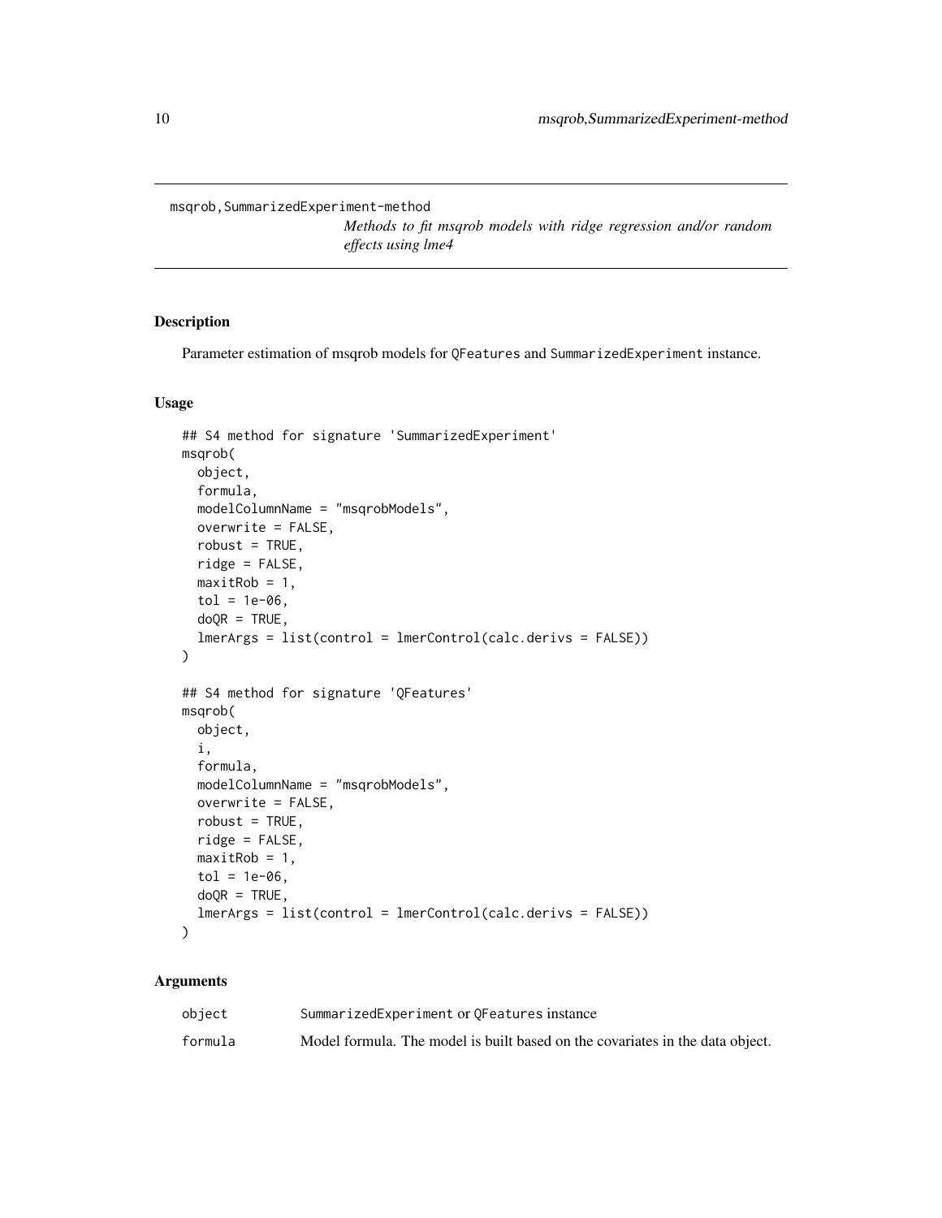`msqrob,SummarizedExperiment-method`

*Methods to fit msqrob models with ridge regression and/or random effects using lme4*

## Description

Parameter estimation of msqrob models for `QFeatures` and `SummarizedExperiment` instance.

## Usage

```
## S4 method for signature 'SummarizedExperiment'
msqrob(
  object,
  formula,
  modelColumnName = "msqrobModels",
  overwrite = FALSE,
  robust = TRUE,
  ridge = FALSE,
  maxitRob = 1,
  tol = 1e-06,
  doQR = TRUE,
  lmerArgs = list(control = lmerControl(calc.derivs = FALSE))
)

## S4 method for signature 'QFeatures'
msqrob(
  object,
  i,
  formula,
  modelColumnName = "msqrobModels",
  overwrite = FALSE,
  robust = TRUE,
  ridge = FALSE,
  maxitRob = 1,
  tol = 1e-06,
  doQR = TRUE,
  lmerArgs = list(control = lmerControl(calc.derivs = FALSE))
)
```

## Arguments

| | |
|---|---|
| `object` | `SummarizedExperiment` or `QFeatures` instance |
| `formula` | Model formula. The model is built based on the covariates in the data object. |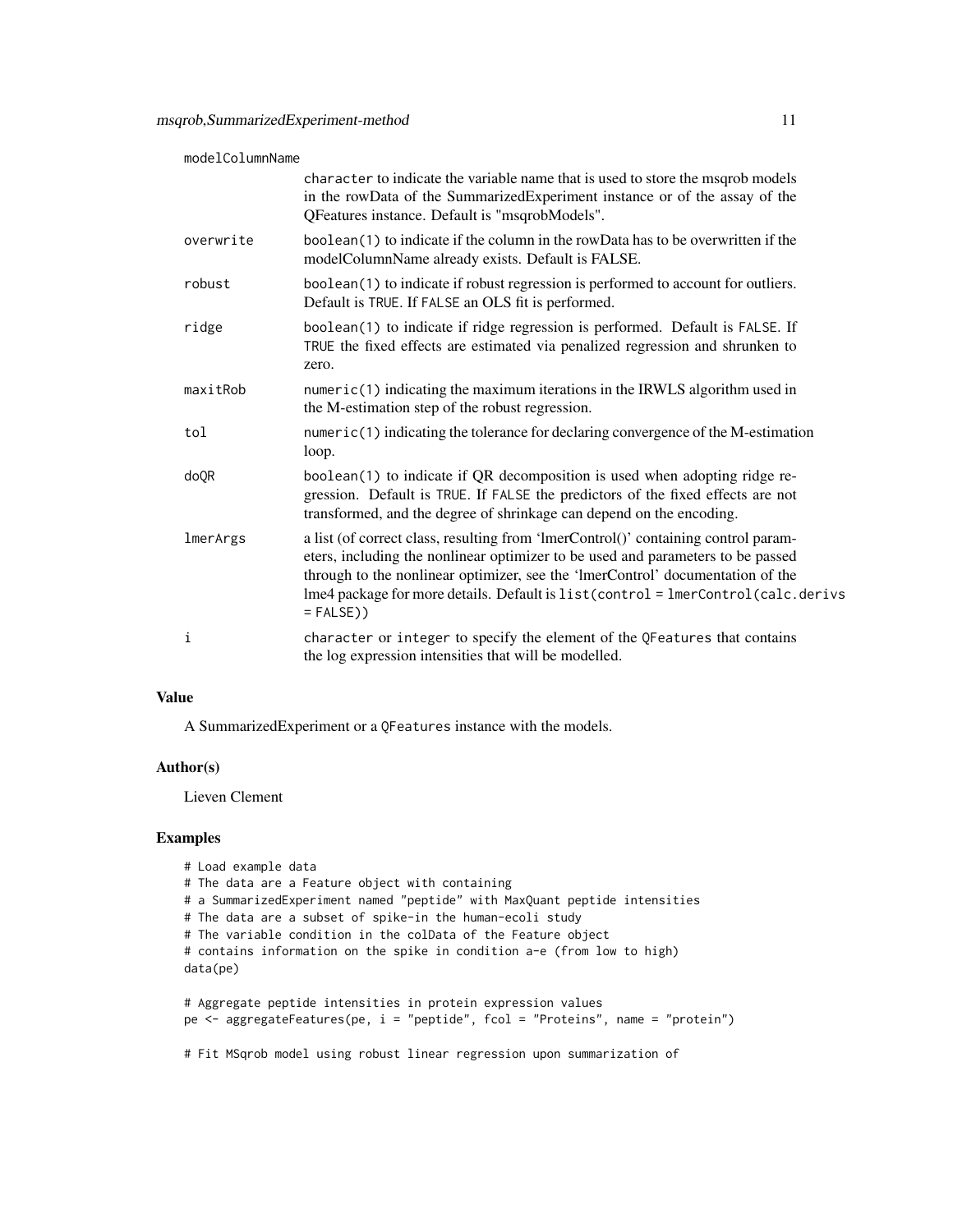| | |
|---|---|
| modelColumnName | character to indicate the variable name that is used to store the msqrob models in the rowData of the SummarizedExperiment instance or of the assay of the QFeatures instance. Default is "msqrobModels". |
| overwrite | boolean(1) to indicate if the column in the rowData has to be overwritten if the modelColumnName already exists. Default is FALSE. |
| robust | boolean(1) to indicate if robust regression is performed to account for outliers. Default is TRUE. If FALSE an OLS fit is performed. |
| ridge | boolean(1) to indicate if ridge regression is performed. Default is FALSE. If TRUE the fixed effects are estimated via penalized regression and shrunken to zero. |
| maxitRob | numeric(1) indicating the maximum iterations in the IRWLS algorithm used in the M-estimation step of the robust regression. |
| tol | numeric(1) indicating the tolerance for declaring convergence of the M-estimation loop. |
| doQR | boolean(1) to indicate if QR decomposition is used when adopting ridge regression. Default is TRUE. If FALSE the predictors of the fixed effects are not transformed, and the degree of shrinkage can depend on the encoding. |
| lmerArgs | a list (of correct class, resulting from 'lmerControl()' containing control parameters, including the nonlinear optimizer to be used and parameters to be passed through to the nonlinear optimizer, see the 'lmerControl' documentation of the lme4 package for more details. Default is list(control = lmerControl(calc.derivs = FALSE)) |
| i | character or integer to specify the element of the QFeatures that contains the log expression intensities that will be modelled. |

## Value

A SummarizedExperiment or a QFeatures instance with the models.

## Author(s)

Lieven Clement

## Examples

```
# Load example data
# The data are a Feature object with containing
# a SummarizedExperiment named "peptide" with MaxQuant peptide intensities
# The data are a subset of spike-in the human-ecoli study
# The variable condition in the colData of the Feature object
# contains information on the spike in condition a-e (from low to high)
data(pe)

# Aggregate peptide intensities in protein expression values
pe <- aggregateFeatures(pe, i = "peptide", fcol = "Proteins", name = "protein")

# Fit MSqrob model using robust linear regression upon summarization of
```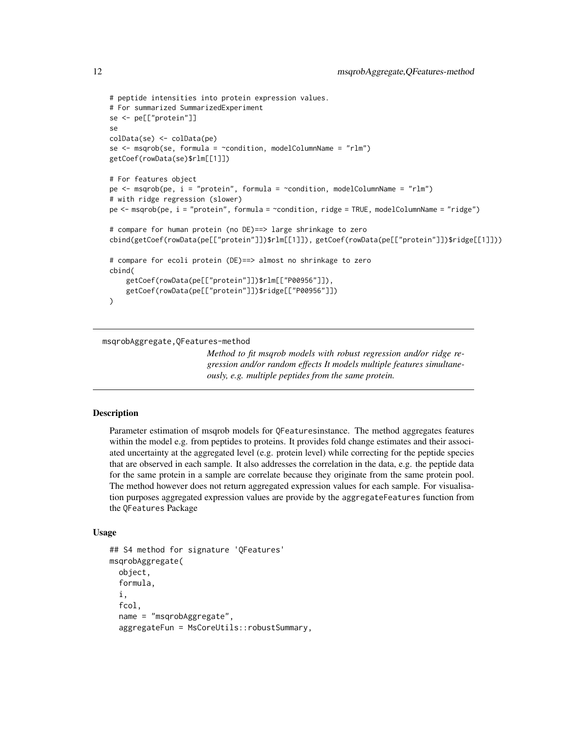```
# peptide intensities into protein expression values.
# For summarized SummarizedExperiment
se <- pe[["protein"]]
se
colData(se) <- colData(pe)
se <- msqrob(se, formula = ~condition, modelColumnName = "rlm")
getCoef(rowData(se)$rlm[[1]])

# For features object
pe <- msqrob(pe, i = "protein", formula = ~condition, modelColumnName = "rlm")
# with ridge regression (slower)
pe <- msqrob(pe, i = "protein", formula = ~condition, ridge = TRUE, modelColumnName = "ridge")

# compare for human protein (no DE)==> large shrinkage to zero
cbind(getCoef(rowData(pe[["protein"]])$rlm[[1]]), getCoef(rowData(pe[["protein"]])$ridge[[1]]))

# compare for ecoli protein (DE)==> almost no shrinkage to zero
cbind(
    getCoef(rowData(pe[["protein"]])$rlm[["P00956"]]),
    getCoef(rowData(pe[["protein"]])$ridge[["P00956"]])
)
```

---

`msqrobAggregate,QFeatures-method`

*Method to fit msqrob models with robust regression and/or ridge regression and/or random effects It models multiple features simultaneously, e.g. multiple peptides from the same protein.*

---

### Description

Parameter estimation of msqrob models for `QFeatures`instance. The method aggregates features within the model e.g. from peptides to proteins. It provides fold change estimates and their associated uncertainty at the aggregated level (e.g. protein level) while correcting for the peptide species that are observed in each sample. It also addresses the correlation in the data, e.g. the peptide data for the same protein in a sample are correlate because they originate from the same protein pool. The method however does not return aggregated expression values for each sample. For visualisation purposes aggregated expression values are provide by the `aggregateFeatures` function from the `QFeatures` Package

### Usage

```
## S4 method for signature 'QFeatures'
msqrobAggregate(
  object,
  formula,
  i,
  fcol,
  name = "msqrobAggregate",
  aggregateFun = MsCoreUtils::robustSummary,
```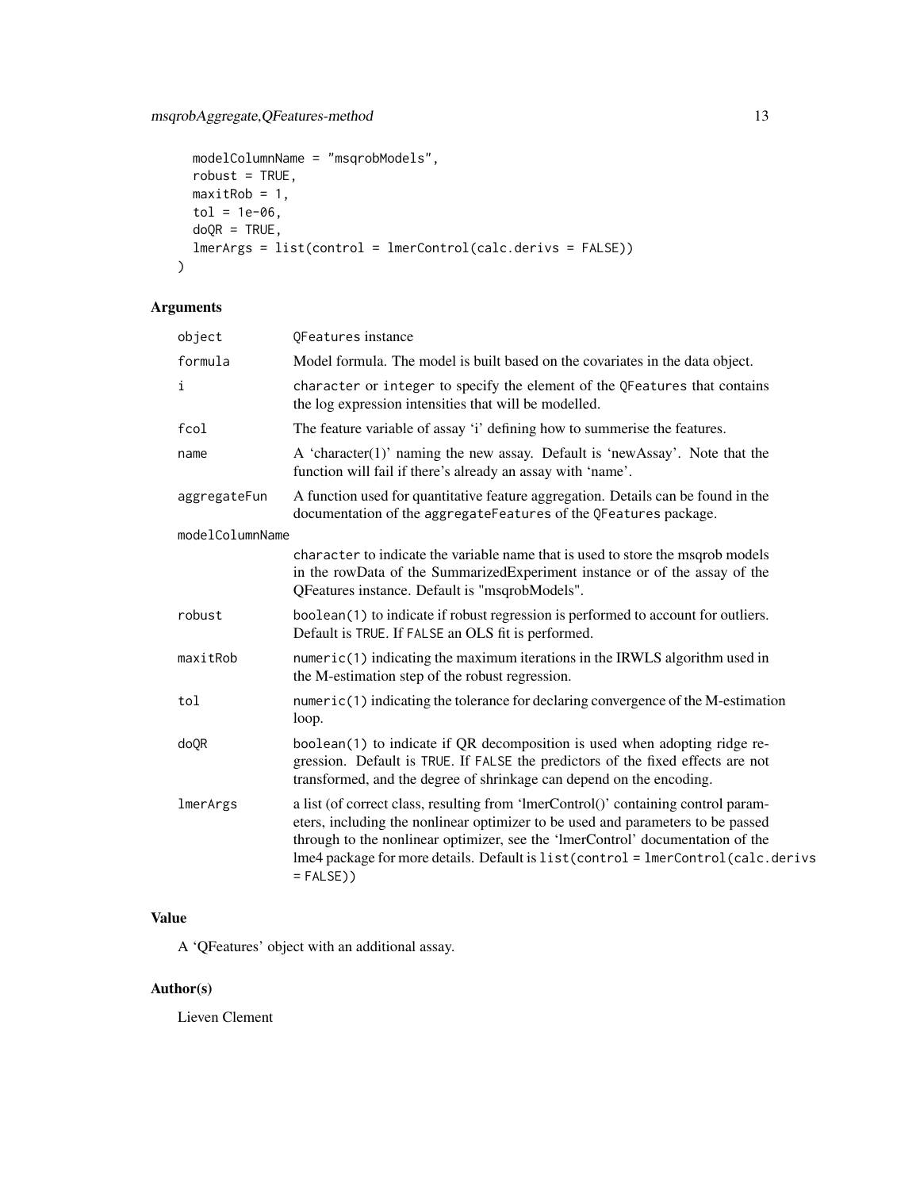```
  modelColumnName = "msqrobModels",
  robust = TRUE,
  maxitRob = 1,
  tol = 1e-06,
  doQR = TRUE,
  lmerArgs = list(control = lmerControl(calc.derivs = FALSE))
)
```

## Arguments

| | |
|---|---|
| `object` | QFeatures instance |
| `formula` | Model formula. The model is built based on the covariates in the data object. |
| `i` | `character` or `integer` to specify the element of the `QFeatures` that contains the log expression intensities that will be modelled. |
| `fcol` | The feature variable of assay 'i' defining how to summerise the features. |
| `name` | A 'character(1)' naming the new assay. Default is 'newAssay'. Note that the function will fail if there's already an assay with 'name'. |
| `aggregateFun` | A function used for quantitative feature aggregation. Details can be found in the documentation of the `aggregateFeatures` of the `QFeatures` package. |
| `modelColumnName` | `character` to indicate the variable name that is used to store the msqrob models in the rowData of the SummarizedExperiment instance or of the assay of the QFeatures instance. Default is "msqrobModels". |
| `robust` | `boolean(1)` to indicate if robust regression is performed to account for outliers. Default is `TRUE`. If `FALSE` an OLS fit is performed. |
| `maxitRob` | `numeric(1)` indicating the maximum iterations in the IRWLS algorithm used in the M-estimation step of the robust regression. |
| `tol` | `numeric(1)` indicating the tolerance for declaring convergence of the M-estimation loop. |
| `doQR` | `boolean(1)` to indicate if QR decomposition is used when adopting ridge regression. Default is `TRUE`. If `FALSE` the predictors of the fixed effects are not transformed, and the degree of shrinkage can depend on the encoding. |
| `lmerArgs` | a list (of correct class, resulting from 'lmerControl()' containing control parameters, including the nonlinear optimizer to be used and parameters to be passed through to the nonlinear optimizer, see the 'lmerControl' documentation of the lme4 package for more details. Default is `list(control = lmerControl(calc.derivs = FALSE))` |

## Value

A 'QFeatures' object with an additional assay.

## Author(s)

Lieven Clement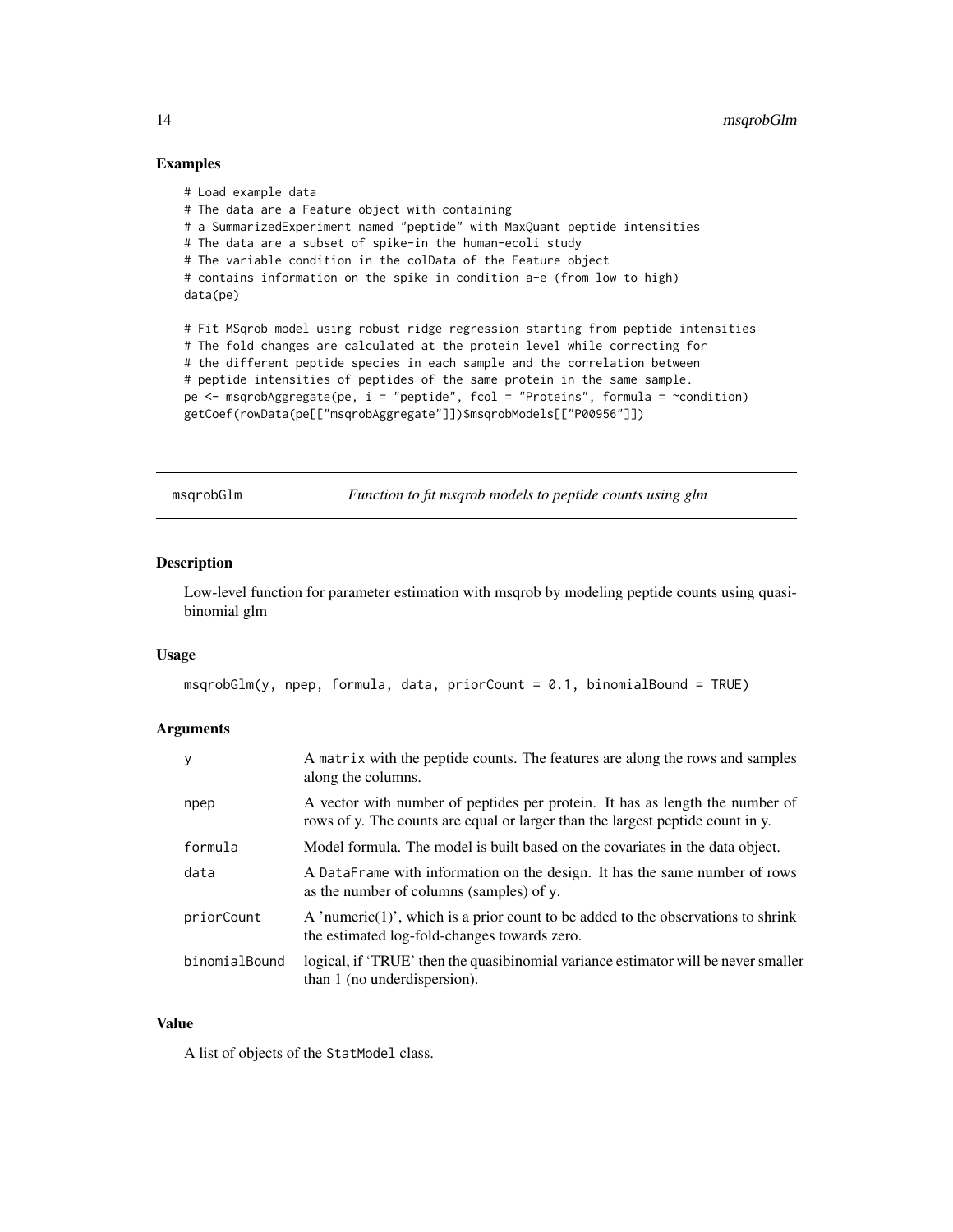## Examples

```
# Load example data
# The data are a Feature object with containing
# a SummarizedExperiment named "peptide" with MaxQuant peptide intensities
# The data are a subset of spike-in the human-ecoli study
# The variable condition in the colData of the Feature object
# contains information on the spike in condition a-e (from low to high)
data(pe)

# Fit MSqrob model using robust ridge regression starting from peptide intensities
# The fold changes are calculated at the protein level while correcting for
# the different peptide species in each sample and the correlation between
# peptide intensities of peptides of the same protein in the same sample.
pe <- msqrobAggregate(pe, i = "peptide", fcol = "Proteins", formula = ~condition)
getCoef(rowData(pe[["msqrobAggregate"]])$msqrobModels[["P00956"]])
```

---

# msqrobGlm — *Function to fit msqrob models to peptide counts using glm*

## Description

Low-level function for parameter estimation with msqrob by modeling peptide counts using quasi-binomial glm

## Usage

```
msqrobGlm(y, npep, formula, data, priorCount = 0.1, binomialBound = TRUE)
```

## Arguments

| | |
|---|---|
| y | A `matrix` with the peptide counts. The features are along the rows and samples along the columns. |
| npep | A vector with number of peptides per protein. It has as length the number of rows of y. The counts are equal or larger than the largest peptide count in y. |
| formula | Model formula. The model is built based on the covariates in the data object. |
| data | A `DataFrame` with information on the design. It has the same number of rows as the number of columns (samples) of `y`. |
| priorCount | A 'numeric(1)', which is a prior count to be added to the observations to shrink the estimated log-fold-changes towards zero. |
| binomialBound | logical, if 'TRUE' then the quasibinomial variance estimator will be never smaller than 1 (no underdispersion). |

## Value

A list of objects of the `StatModel` class.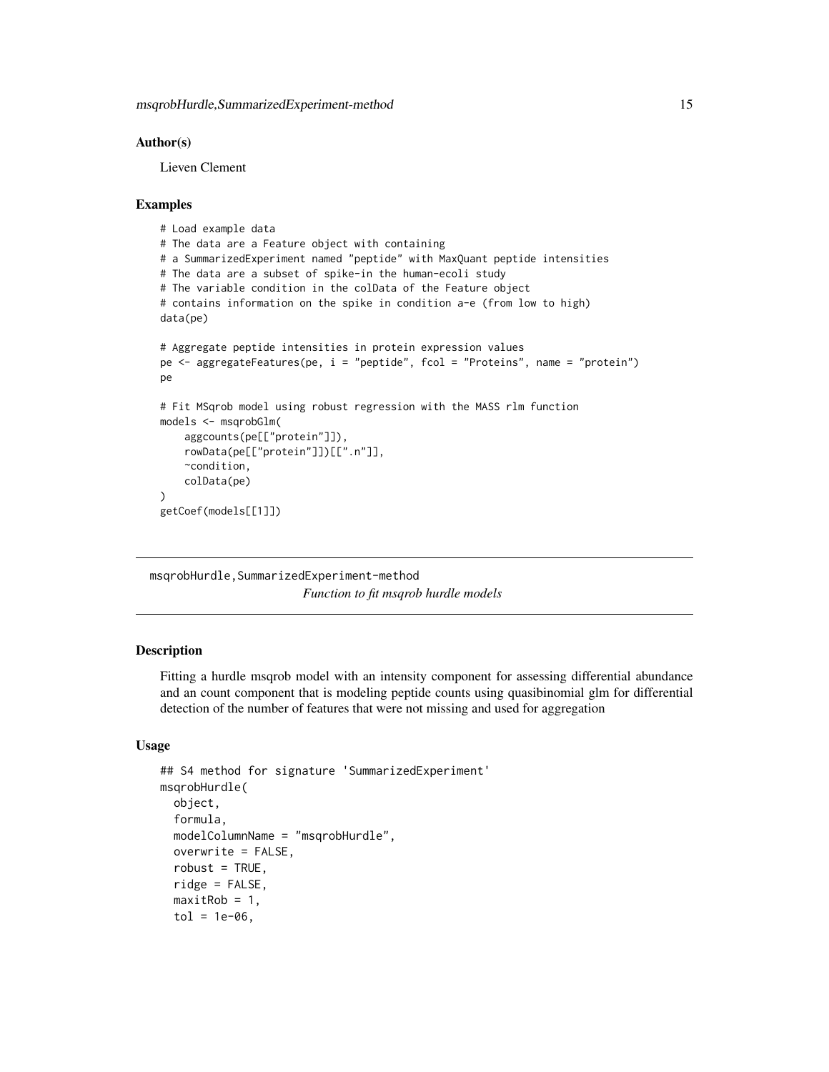### Author(s)

Lieven Clement

### Examples

```
# Load example data
# The data are a Feature object with containing
# a SummarizedExperiment named "peptide" with MaxQuant peptide intensities
# The data are a subset of spike-in the human-ecoli study
# The variable condition in the colData of the Feature object
# contains information on the spike in condition a-e (from low to high)
data(pe)

# Aggregate peptide intensities in protein expression values
pe <- aggregateFeatures(pe, i = "peptide", fcol = "Proteins", name = "protein")
pe

# Fit MSqrob model using robust regression with the MASS rlm function
models <- msqrobGlm(
    aggcounts(pe[["protein"]]),
    rowData(pe[["protein"]])[[".n"]],
    ~condition,
    colData(pe)
)
getCoef(models[[1]])
```

---

## msqrobHurdle,SummarizedExperiment-method

*Function to fit msqrob hurdle models*

### Description

Fitting a hurdle msqrob model with an intensity component for assessing differential abundance and an count component that is modeling peptide counts using quasibinomial glm for differential detection of the number of features that were not missing and used for aggregation

### Usage

```
## S4 method for signature 'SummarizedExperiment'
msqrobHurdle(
  object,
  formula,
  modelColumnName = "msqrobHurdle",
  overwrite = FALSE,
  robust = TRUE,
  ridge = FALSE,
  maxitRob = 1,
  tol = 1e-06,
```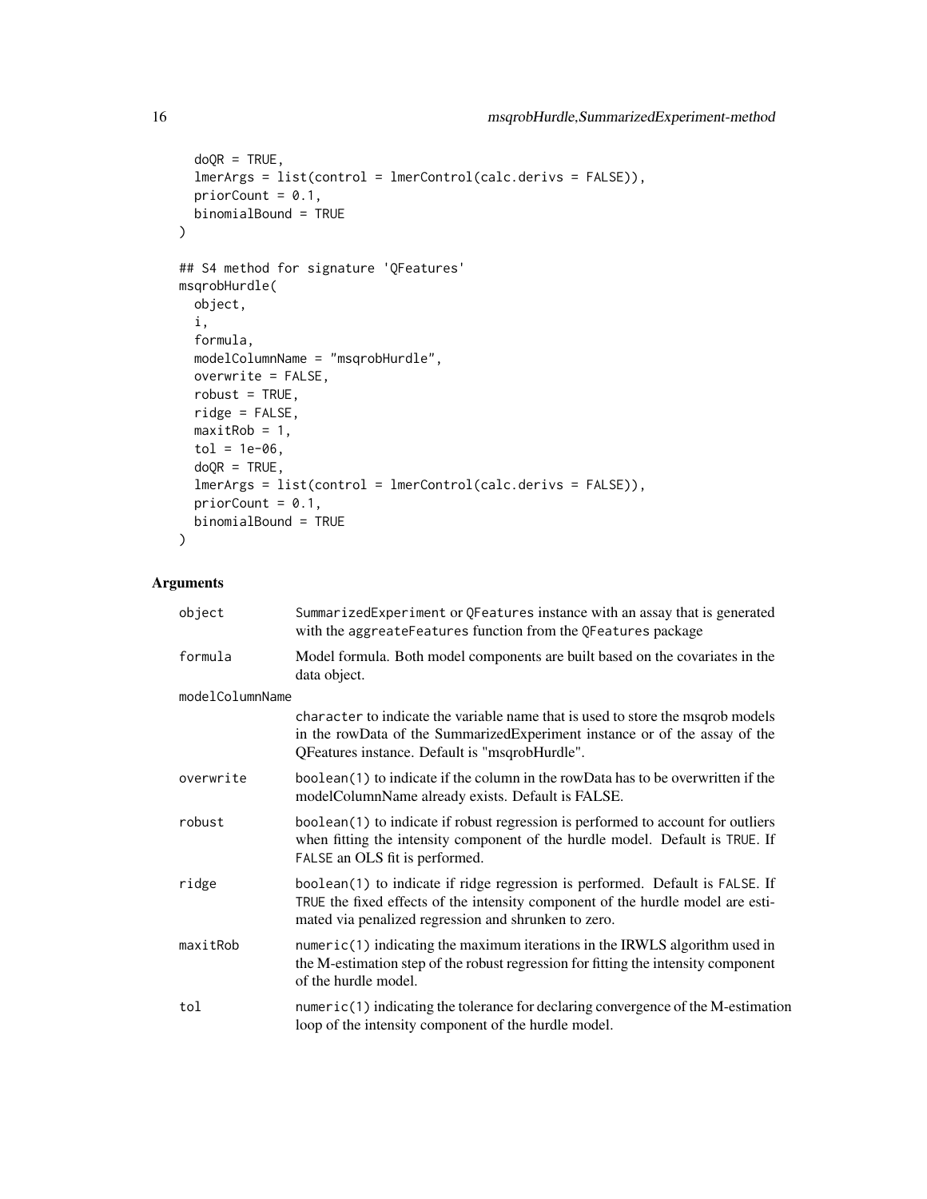```
  doQR = TRUE,
  lmerArgs = list(control = lmerControl(calc.derivs = FALSE)),
  priorCount = 0.1,
  binomialBound = TRUE
)

## S4 method for signature 'QFeatures'
msqrobHurdle(
  object,
  i,
  formula,
  modelColumnName = "msqrobHurdle",
  overwrite = FALSE,
  robust = TRUE,
  ridge = FALSE,
  maxitRob = 1,
  tol = 1e-06,
  doQR = TRUE,
  lmerArgs = list(control = lmerControl(calc.derivs = FALSE)),
  priorCount = 0.1,
  binomialBound = TRUE
)
```

## Arguments

| Argument | Description |
| --- | --- |
| `object` | `SummarizedExperiment` or `QFeatures` instance with an assay that is generated with the `aggreateFeatures` function from the `QFeatures` package |
| `formula` | Model formula. Both model components are built based on the covariates in the data object. |
| `modelColumnName` | `character` to indicate the variable name that is used to store the msqrob models in the rowData of the SummarizedExperiment instance or of the assay of the QFeatures instance. Default is "msqrobHurdle". |
| `overwrite` | `boolean(1)` to indicate if the column in the rowData has to be overwritten if the modelColumnName already exists. Default is FALSE. |
| `robust` | `boolean(1)` to indicate if robust regression is performed to account for outliers when fitting the intensity component of the hurdle model. Default is `TRUE`. If `FALSE` an OLS fit is performed. |
| `ridge` | `boolean(1)` to indicate if ridge regression is performed. Default is `FALSE`. If `TRUE` the fixed effects of the intensity component of the hurdle model are estimated via penalized regression and shrunken to zero. |
| `maxitRob` | `numeric(1)` indicating the maximum iterations in the IRWLS algorithm used in the M-estimation step of the robust regression for fitting the intensity component of the hurdle model. |
| `tol` | `numeric(1)` indicating the tolerance for declaring convergence of the M-estimation loop of the intensity component of the hurdle model. |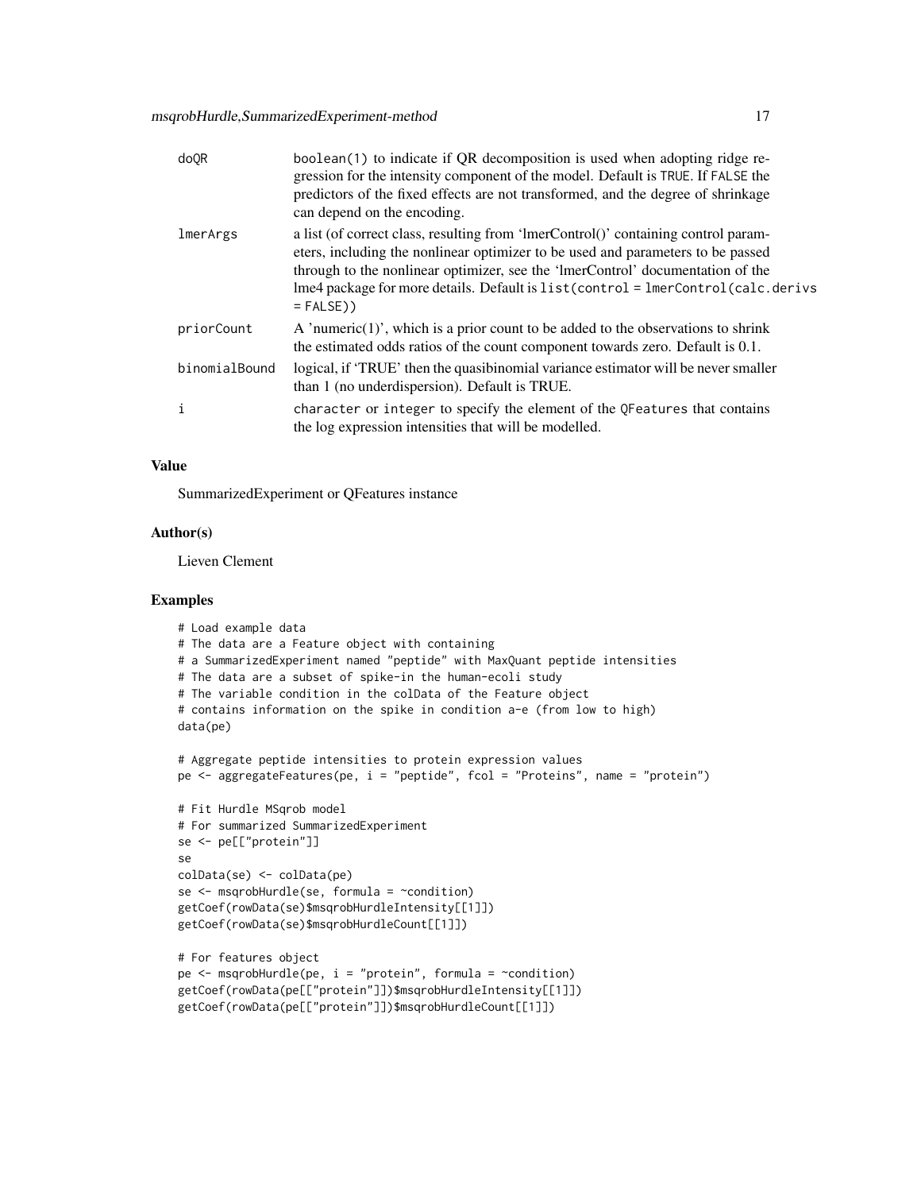| | |
|---|---|
| `doQR` | boolean(1) to indicate if QR decomposition is used when adopting ridge regression for the intensity component of the model. Default is TRUE. If FALSE the predictors of the fixed effects are not transformed, and the degree of shrinkage can depend on the encoding. |
| `lmerArgs` | a list (of correct class, resulting from 'lmerControl()' containing control parameters, including the nonlinear optimizer to be used and parameters to be passed through to the nonlinear optimizer, see the 'lmerControl' documentation of the lme4 package for more details. Default is `list(control = lmerControl(calc.derivs = FALSE))` |
| `priorCount` | A 'numeric(1)', which is a prior count to be added to the observations to shrink the estimated odds ratios of the count component towards zero. Default is 0.1. |
| `binomialBound` | logical, if 'TRUE' then the quasibinomial variance estimator will be never smaller than 1 (no underdispersion). Default is TRUE. |
| `i` | `character` or `integer` to specify the element of the `QFeatures` that contains the log expression intensities that will be modelled. |

## Value

SummarizedExperiment or QFeatures instance

## Author(s)

Lieven Clement

## Examples

```
# Load example data
# The data are a Feature object with containing
# a SummarizedExperiment named "peptide" with MaxQuant peptide intensities
# The data are a subset of spike-in the human-ecoli study
# The variable condition in the colData of the Feature object
# contains information on the spike in condition a-e (from low to high)
data(pe)

# Aggregate peptide intensities to protein expression values
pe <- aggregateFeatures(pe, i = "peptide", fcol = "Proteins", name = "protein")

# Fit Hurdle MSqrob model
# For summarized SummarizedExperiment
se <- pe[["protein"]]
se
colData(se) <- colData(pe)
se <- msqrobHurdle(se, formula = ~condition)
getCoef(rowData(se)$msqrobHurdleIntensity[[1]])
getCoef(rowData(se)$msqrobHurdleCount[[1]])

# For features object
pe <- msqrobHurdle(pe, i = "protein", formula = ~condition)
getCoef(rowData(pe[["protein"]])$msqrobHurdleIntensity[[1]])
getCoef(rowData(pe[["protein"]])$msqrobHurdleCount[[1]])
```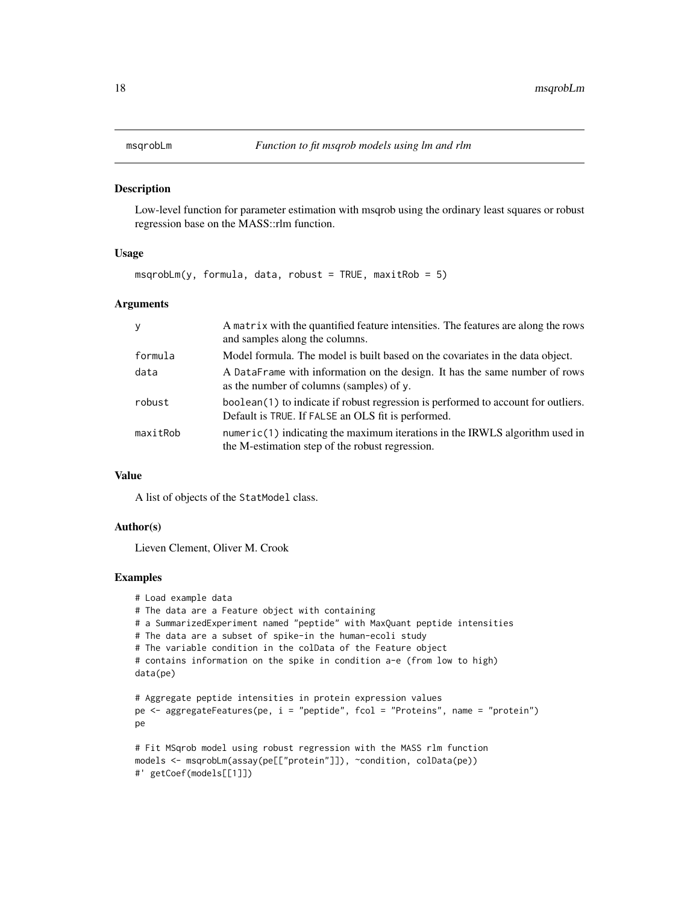# msqrobLm — *Function to fit msqrob models using lm and rlm*

## Description

Low-level function for parameter estimation with msqrob using the ordinary least squares or robust regression base on the MASS::rlm function.

## Usage

```
msqrobLm(y, formula, data, robust = TRUE, maxitRob = 5)
```

## Arguments

| | |
|---|---|
| `y` | A `matrix` with the quantified feature intensities. The features are along the rows and samples along the columns. |
| `formula` | Model formula. The model is built based on the covariates in the data object. |
| `data` | A `DataFrame` with information on the design. It has the same number of rows as the number of columns (samples) of `y`. |
| `robust` | `boolean(1)` to indicate if robust regression is performed to account for outliers. Default is `TRUE`. If `FALSE` an OLS fit is performed. |
| `maxitRob` | `numeric(1)` indicating the maximum iterations in the IRWLS algorithm used in the M-estimation step of the robust regression. |

## Value

A list of objects of the `StatModel` class.

## Author(s)

Lieven Clement, Oliver M. Crook

## Examples

```
# Load example data
# The data are a Feature object with containing
# a SummarizedExperiment named "peptide" with MaxQuant peptide intensities
# The data are a subset of spike-in the human-ecoli study
# The variable condition in the colData of the Feature object
# contains information on the spike in condition a-e (from low to high)
data(pe)

# Aggregate peptide intensities in protein expression values
pe <- aggregateFeatures(pe, i = "peptide", fcol = "Proteins", name = "protein")
pe

# Fit MSqrob model using robust regression with the MASS rlm function
models <- msqrobLm(assay(pe[["protein"]]), ~condition, colData(pe))
#' getCoef(models[[1]])
```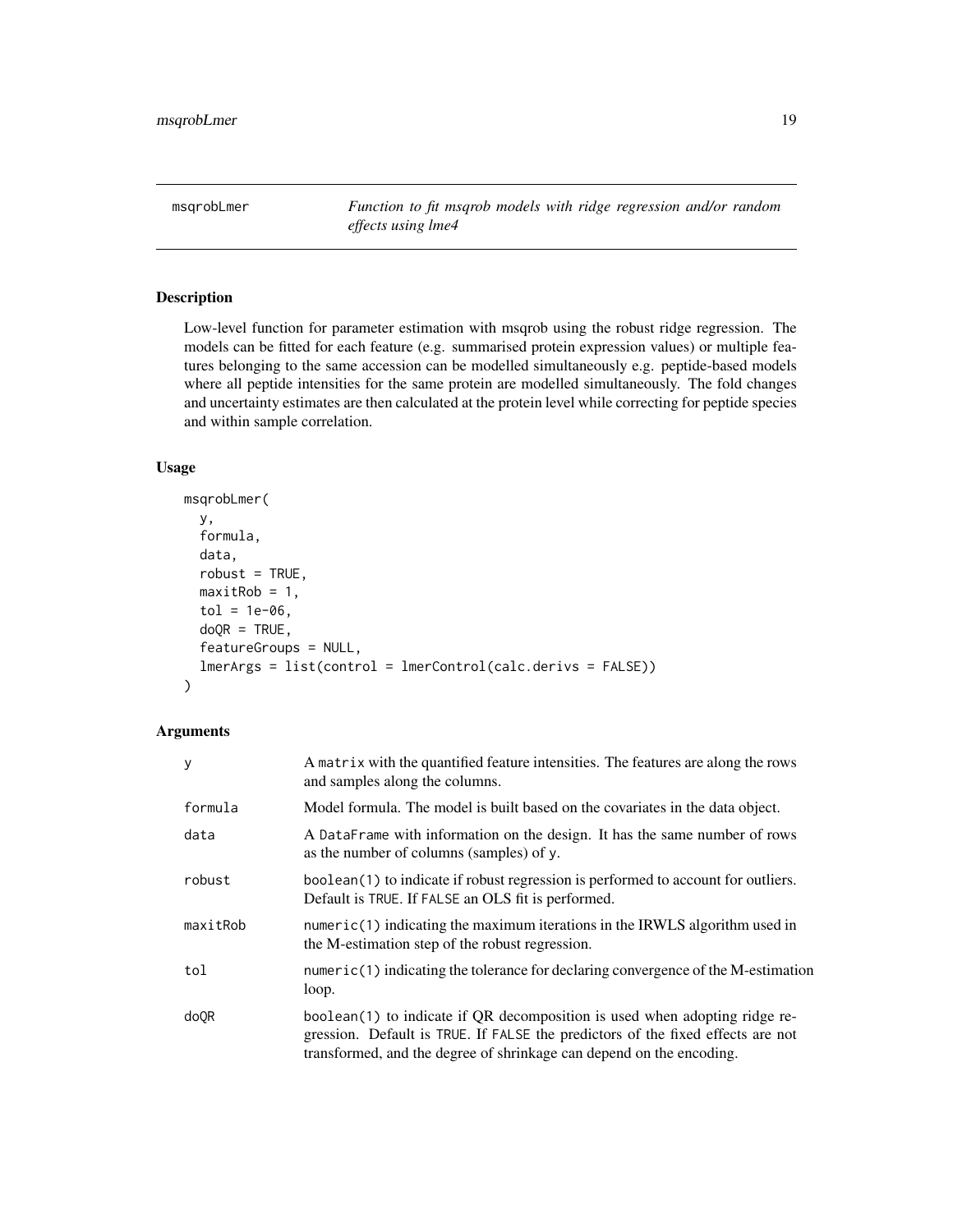# msqrobLmer — *Function to fit msqrob models with ridge regression and/or random effects using lme4*

## Description

Low-level function for parameter estimation with msqrob using the robust ridge regression. The models can be fitted for each feature (e.g. summarised protein expression values) or multiple features belonging to the same accession can be modelled simultaneously e.g. peptide-based models where all peptide intensities for the same protein are modelled simultaneously. The fold changes and uncertainty estimates are then calculated at the protein level while correcting for peptide species and within sample correlation.

## Usage

```
msqrobLmer(
  y,
  formula,
  data,
  robust = TRUE,
  maxitRob = 1,
  tol = 1e-06,
  doQR = TRUE,
  featureGroups = NULL,
  lmerArgs = list(control = lmerControl(calc.derivs = FALSE))
)
```

## Arguments

| | |
|---|---|
| `y` | A `matrix` with the quantified feature intensities. The features are along the rows and samples along the columns. |
| `formula` | Model formula. The model is built based on the covariates in the data object. |
| `data` | A `DataFrame` with information on the design. It has the same number of rows as the number of columns (samples) of `y`. |
| `robust` | `boolean(1)` to indicate if robust regression is performed to account for outliers. Default is `TRUE`. If `FALSE` an OLS fit is performed. |
| `maxitRob` | `numeric(1)` indicating the maximum iterations in the IRWLS algorithm used in the M-estimation step of the robust regression. |
| `tol` | `numeric(1)` indicating the tolerance for declaring convergence of the M-estimation loop. |
| `doQR` | `boolean(1)` to indicate if QR decomposition is used when adopting ridge regression. Default is `TRUE`. If `FALSE` the predictors of the fixed effects are not transformed, and the degree of shrinkage can depend on the encoding. |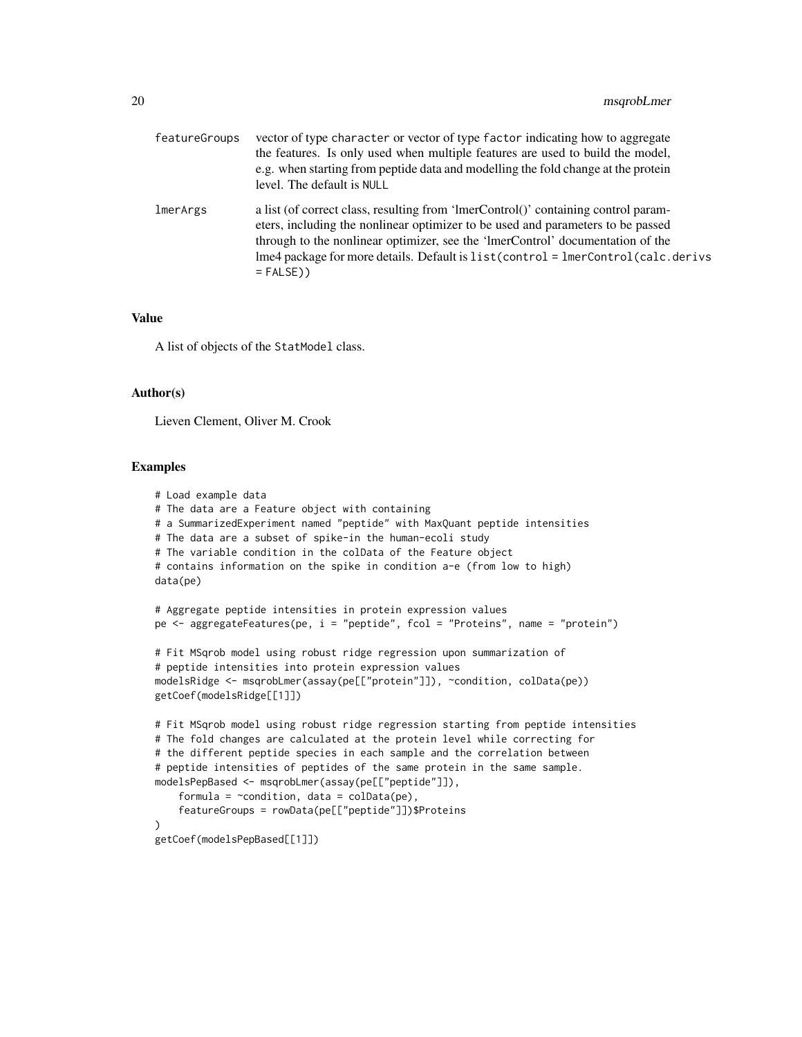featureGroups vector of type character or vector of type factor indicating how to aggregate the features. Is only used when multiple features are used to build the model, e.g. when starting from peptide data and modelling the fold change at the protein level. The default is NULL

lmerArgs a list (of correct class, resulting from 'lmerControl()' containing control parameters, including the nonlinear optimizer to be used and parameters to be passed through to the nonlinear optimizer, see the 'lmerControl' documentation of the lme4 package for more details. Default is list(control = lmerControl(calc.derivs = FALSE))

## Value

A list of objects of the StatModel class.

## Author(s)

Lieven Clement, Oliver M. Crook

## Examples

```
# Load example data
# The data are a Feature object with containing
# a SummarizedExperiment named "peptide" with MaxQuant peptide intensities
# The data are a subset of spike-in the human-ecoli study
# The variable condition in the colData of the Feature object
# contains information on the spike in condition a-e (from low to high)
data(pe)

# Aggregate peptide intensities in protein expression values
pe <- aggregateFeatures(pe, i = "peptide", fcol = "Proteins", name = "protein")

# Fit MSqrob model using robust ridge regression upon summarization of
# peptide intensities into protein expression values
modelsRidge <- msqrobLmer(assay(pe[["protein"]]), ~condition, colData(pe))
getCoef(modelsRidge[[1]])

# Fit MSqrob model using robust ridge regression starting from peptide intensities
# The fold changes are calculated at the protein level while correcting for
# the different peptide species in each sample and the correlation between
# peptide intensities of peptides of the same protein in the same sample.
modelsPepBased <- msqrobLmer(assay(pe[["peptide"]]),
    formula = ~condition, data = colData(pe),
    featureGroups = rowData(pe[["peptide"]])$Proteins
)
getCoef(modelsPepBased[[1]])
```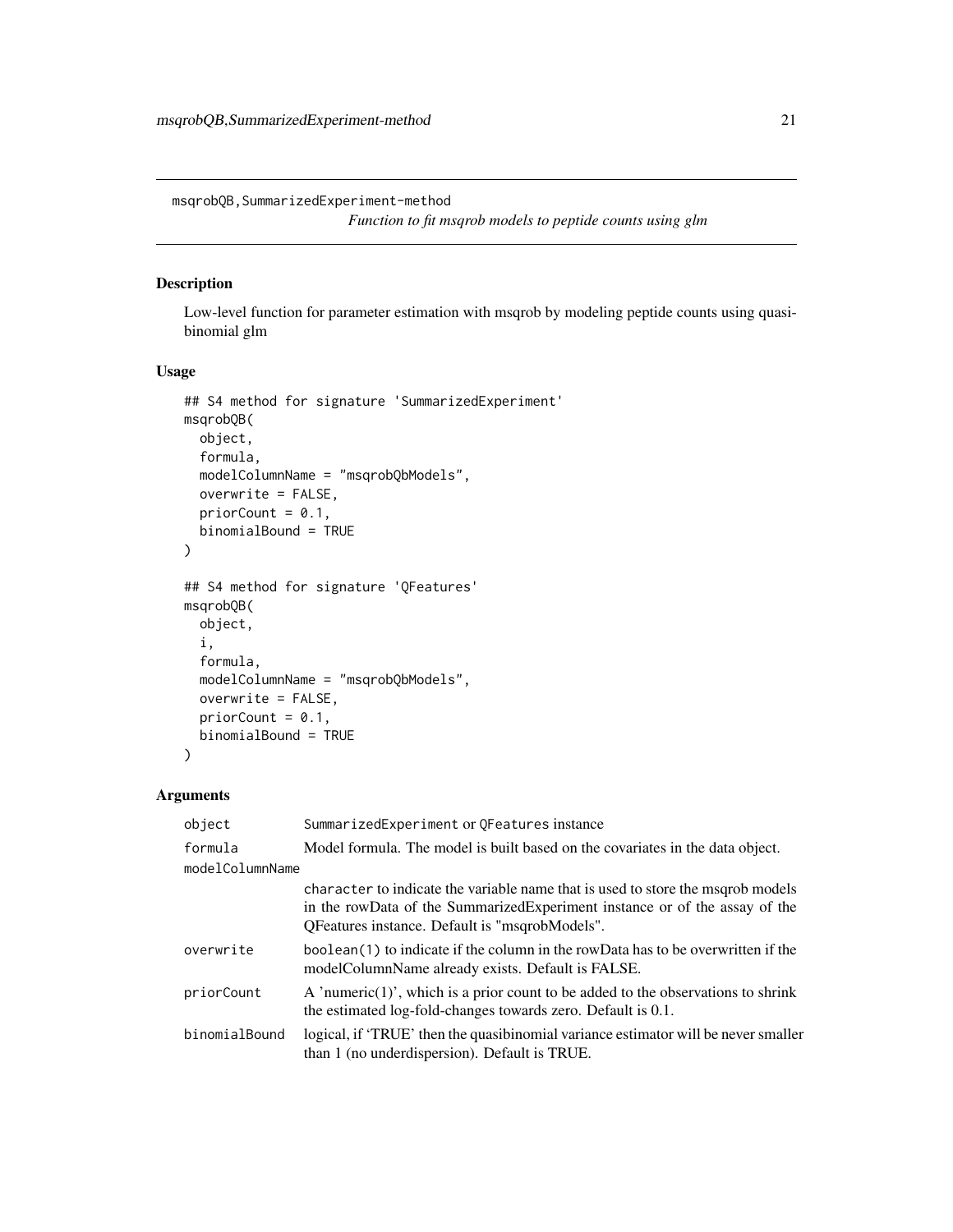`msqrobQB,SummarizedExperiment-method`

*Function to fit msqrob models to peptide counts using glm*

## Description

Low-level function for parameter estimation with msqrob by modeling peptide counts using quasibinomial glm

## Usage

```
## S4 method for signature 'SummarizedExperiment'
msqrobQB(
  object,
  formula,
  modelColumnName = "msqrobQbModels",
  overwrite = FALSE,
  priorCount = 0.1,
  binomialBound = TRUE
)

## S4 method for signature 'QFeatures'
msqrobQB(
  object,
  i,
  formula,
  modelColumnName = "msqrobQbModels",
  overwrite = FALSE,
  priorCount = 0.1,
  binomialBound = TRUE
)
```

## Arguments

| | |
|---|---|
| `object` | `SummarizedExperiment` or `QFeatures` instance |
| `formula` | Model formula. The model is built based on the covariates in the data object. |
| `modelColumnName` | `character` to indicate the variable name that is used to store the msqrob models in the rowData of the SummarizedExperiment instance or of the assay of the QFeatures instance. Default is "msqrobModels". |
| `overwrite` | `boolean(1)` to indicate if the column in the rowData has to be overwritten if the modelColumnName already exists. Default is FALSE. |
| `priorCount` | A 'numeric(1)', which is a prior count to be added to the observations to shrink the estimated log-fold-changes towards zero. Default is 0.1. |
| `binomialBound` | logical, if 'TRUE' then the quasibinomial variance estimator will be never smaller than 1 (no underdispersion). Default is TRUE. |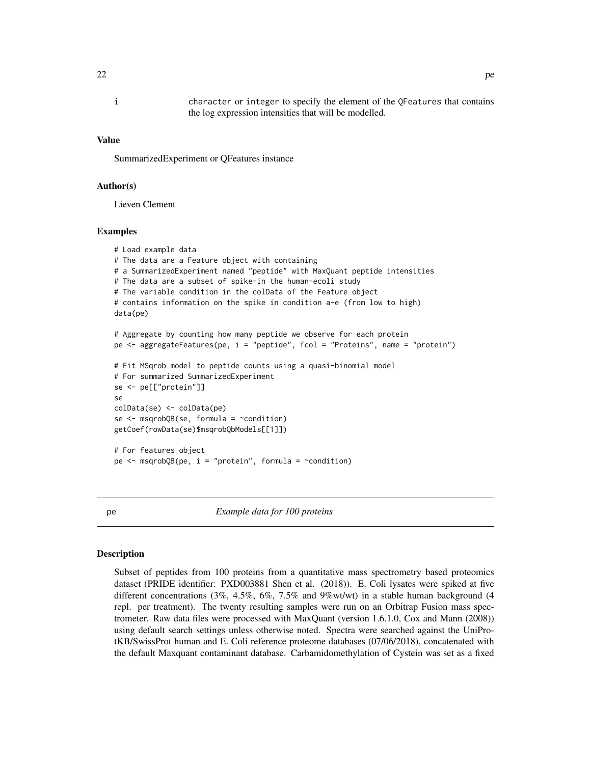i character or integer to specify the element of the QFeatures that contains the log expression intensities that will be modelled.

### Value

SummarizedExperiment or QFeatures instance

### Author(s)

Lieven Clement

### Examples

```
# Load example data
# The data are a Feature object with containing
# a SummarizedExperiment named "peptide" with MaxQuant peptide intensities
# The data are a subset of spike-in the human-ecoli study
# The variable condition in the colData of the Feature object
# contains information on the spike in condition a-e (from low to high)
data(pe)

# Aggregate by counting how many peptide we observe for each protein
pe <- aggregateFeatures(pe, i = "peptide", fcol = "Proteins", name = "protein")

# Fit MSqrob model to peptide counts using a quasi-binomial model
# For summarized SummarizedExperiment
se <- pe[["protein"]]
se
colData(se) <- colData(pe)
se <- msqrobQB(se, formula = ~condition)
getCoef(rowData(se)$msqrobQbModels[[1]])

# For features object
pe <- msqrobQB(pe, i = "protein", formula = ~condition)
```

---

## pe *Example data for 100 proteins*

### Description

Subset of peptides from 100 proteins from a quantitative mass spectrometry based proteomics dataset (PRIDE identifier: PXD003881 Shen et al. (2018)). E. Coli lysates were spiked at five different concentrations (3%, 4.5%, 6%, 7.5% and 9%wt/wt) in a stable human background (4 repl. per treatment). The twenty resulting samples were run on an Orbitrap Fusion mass spectrometer. Raw data files were processed with MaxQuant (version 1.6.1.0, Cox and Mann (2008)) using default search settings unless otherwise noted. Spectra were searched against the UniProtKB/SwissProt human and E. Coli reference proteome databases (07/06/2018), concatenated with the default Maxquant contaminant database. Carbamidomethylation of Cystein was set as a fixed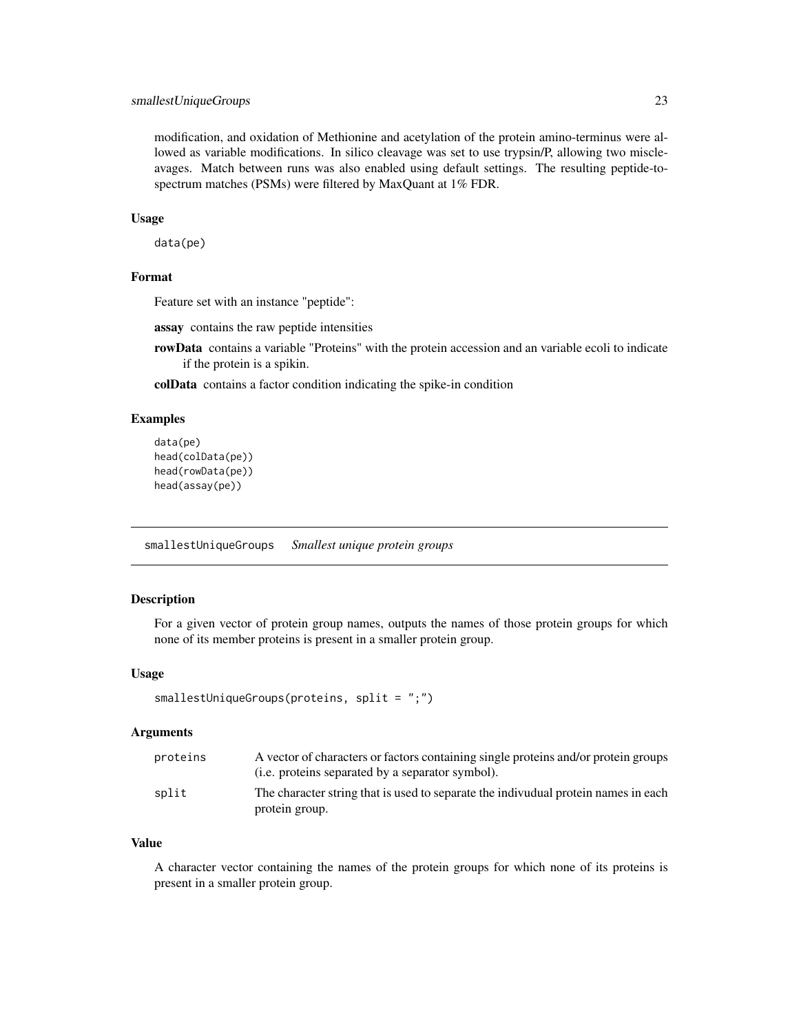modification, and oxidation of Methionine and acetylation of the protein amino-terminus were allowed as variable modifications. In silico cleavage was set to use trypsin/P, allowing two miscleavages. Match between runs was also enabled using default settings. The resulting peptide-to-spectrum matches (PSMs) were filtered by MaxQuant at 1% FDR.

### Usage

```
data(pe)
```

### Format

Feature set with an instance "peptide":

**assay** contains the raw peptide intensities

**rowData** contains a variable "Proteins" with the protein accession and an variable ecoli to indicate if the protein is a spikin.

**colData** contains a factor condition indicating the spike-in condition

### Examples

```
data(pe)
head(colData(pe))
head(rowData(pe))
head(assay(pe))
```

---

## smallestUniqueGroups *Smallest unique protein groups*

---

### Description

For a given vector of protein group names, outputs the names of those protein groups for which none of its member proteins is present in a smaller protein group.

### Usage

```
smallestUniqueGroups(proteins, split = ";")
```

### Arguments

| | |
|---|---|
| `proteins` | A vector of characters or factors containing single proteins and/or protein groups (i.e. proteins separated by a separator symbol). |
| `split` | The character string that is used to separate the indivudual protein names in each protein group. |

### Value

A character vector containing the names of the protein groups for which none of its proteins is present in a smaller protein group.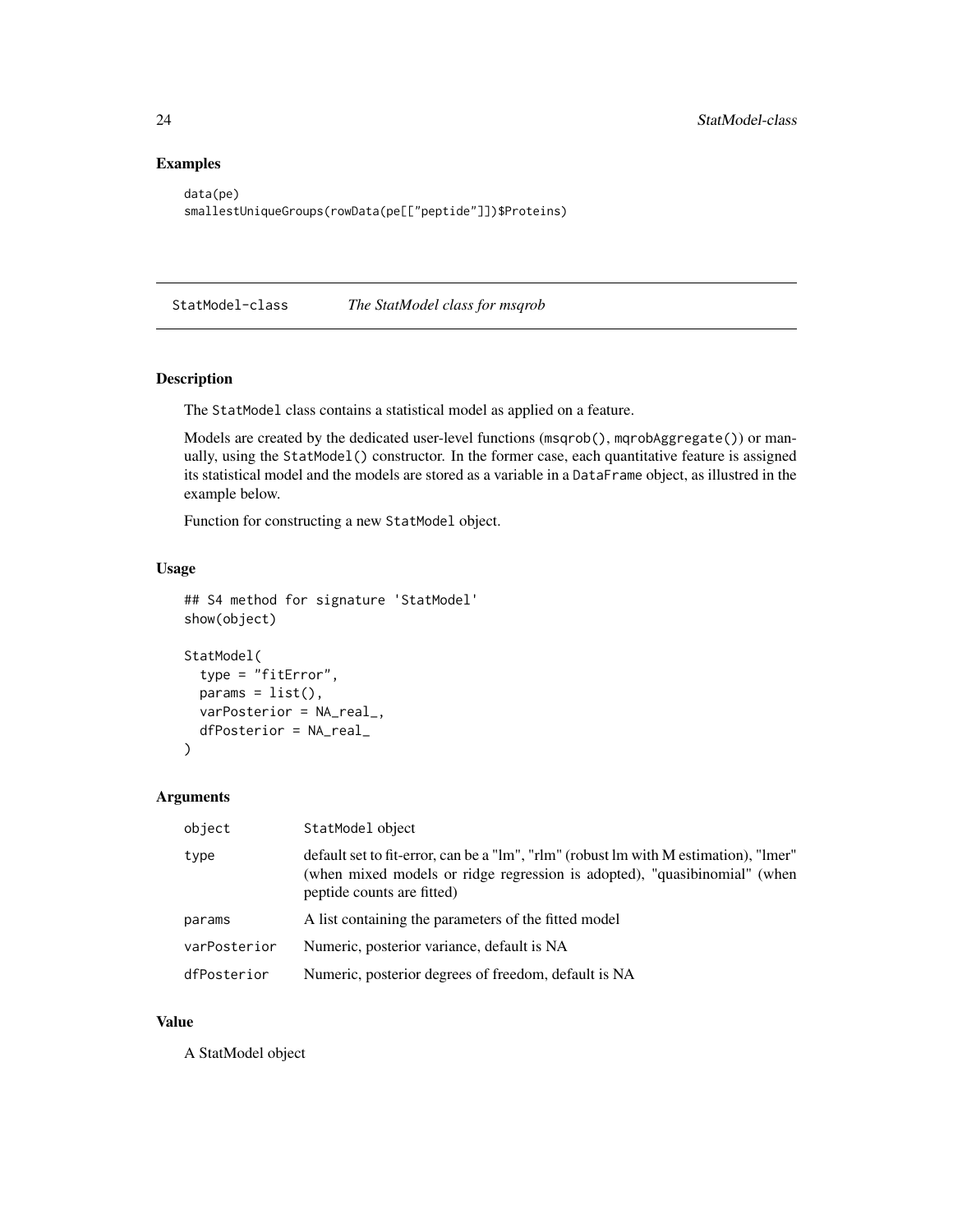## Examples

```
data(pe)
smallestUniqueGroups(rowData(pe[["peptide"]])$Proteins)
```

---

# StatModel-class *The StatModel class for msqrob*

---

## Description

The StatModel class contains a statistical model as applied on a feature.

Models are created by the dedicated user-level functions (msqrob(), mqrobAggregate()) or manually, using the StatModel() constructor. In the former case, each quantitative feature is assigned its statistical model and the models are stored as a variable in a DataFrame object, as illustred in the example below.

Function for constructing a new StatModel object.

## Usage

```
## S4 method for signature 'StatModel'
show(object)

StatModel(
  type = "fitError",
  params = list(),
  varPosterior = NA_real_,
  dfPosterior = NA_real_
)
```

## Arguments

| | |
|---|---|
| object | StatModel object |
| type | default set to fit-error, can be a "lm", "rlm" (robust lm with M estimation), "lmer" (when mixed models or ridge regression is adopted), "quasibinomial" (when peptide counts are fitted) |
| params | A list containing the parameters of the fitted model |
| varPosterior | Numeric, posterior variance, default is NA |
| dfPosterior | Numeric, posterior degrees of freedom, default is NA |

## Value

A StatModel object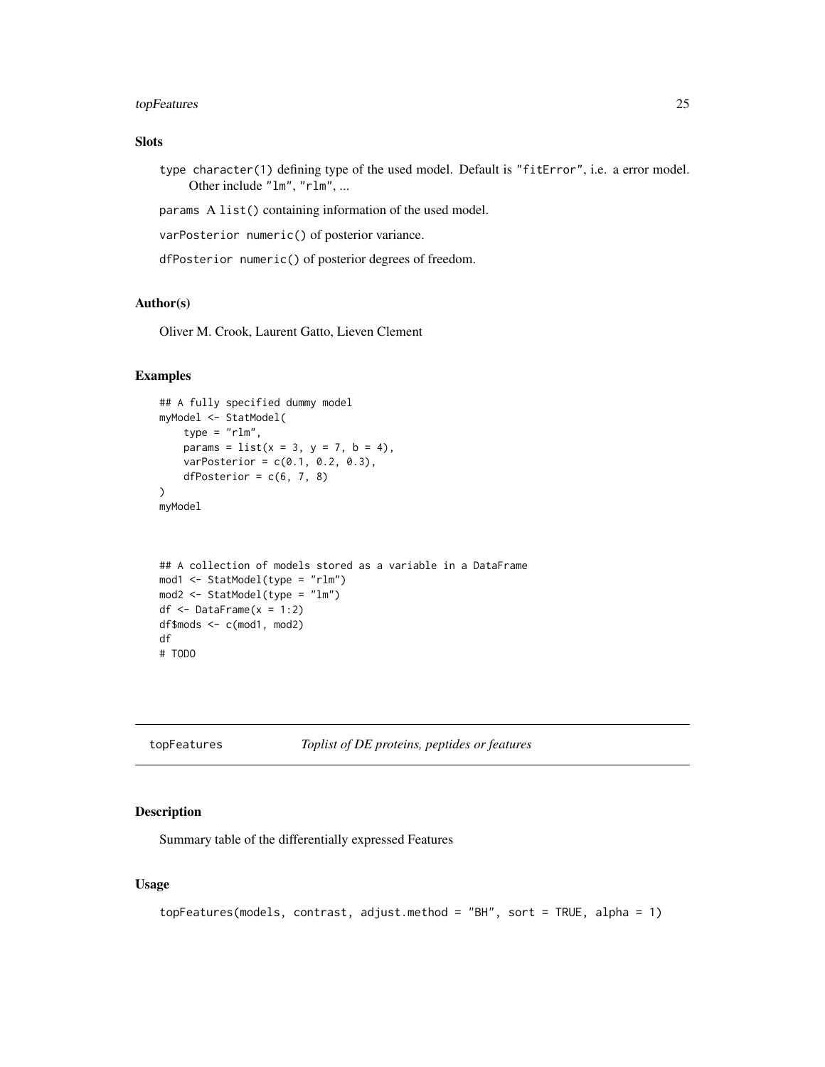## Slots

type `character(1)` defining type of the used model. Default is `"fitError"`, i.e. a error model. Other include `"lm"`, `"rlm"`, ...

params A `list()` containing information of the used model.

varPosterior `numeric()` of posterior variance.

dfPosterior `numeric()` of posterior degrees of freedom.

## Author(s)

Oliver M. Crook, Laurent Gatto, Lieven Clement

## Examples

```
## A fully specified dummy model
myModel <- StatModel(
    type = "rlm",
    params = list(x = 3, y = 7, b = 4),
    varPosterior = c(0.1, 0.2, 0.3),
    dfPosterior = c(6, 7, 8)
)
myModel


## A collection of models stored as a variable in a DataFrame
mod1 <- StatModel(type = "rlm")
mod2 <- StatModel(type = "lm")
df <- DataFrame(x = 1:2)
df$mods <- c(mod1, mod2)
df
# TODO
```

---

# topFeatures — *Toplist of DE proteins, peptides or features*

## Description

Summary table of the differentially expressed Features

## Usage

```
topFeatures(models, contrast, adjust.method = "BH", sort = TRUE, alpha = 1)
```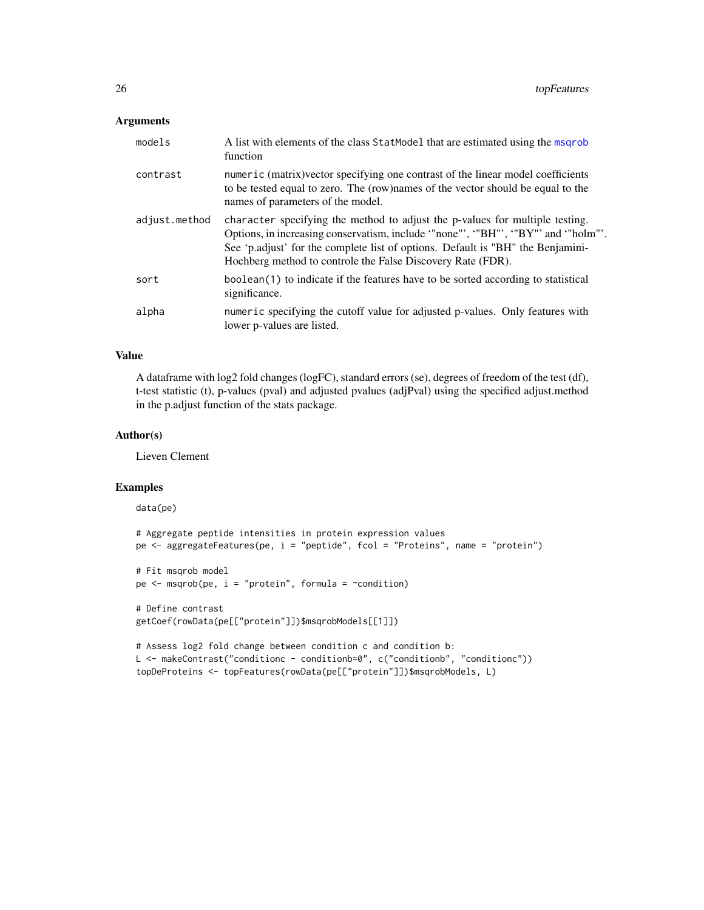## Arguments

| | |
|---|---|
| models | A list with elements of the class `StatModel` that are estimated using the `msqrob` function |
| contrast | `numeric` (matrix)vector specifying one contrast of the linear model coefficients to be tested equal to zero. The (row)names of the vector should be equal to the names of parameters of the model. |
| adjust.method | `character` specifying the method to adjust the p-values for multiple testing. Options, in increasing conservatism, include '"none"', '"BH"', '"BY"' and '"holm"'. See 'p.adjust' for the complete list of options. Default is "BH" the Benjamini-Hochberg method to controle the False Discovery Rate (FDR). |
| sort | `boolean(1)` to indicate if the features have to be sorted according to statistical significance. |
| alpha | `numeric` specifying the cutoff value for adjusted p-values. Only features with lower p-values are listed. |

## Value

A dataframe with log2 fold changes (logFC), standard errors (se), degrees of freedom of the test (df), t-test statistic (t), p-values (pval) and adjusted pvalues (adjPval) using the specified adjust.method in the p.adjust function of the stats package.

## Author(s)

Lieven Clement

## Examples

```
data(pe)

# Aggregate peptide intensities in protein expression values
pe <- aggregateFeatures(pe, i = "peptide", fcol = "Proteins", name = "protein")

# Fit msqrob model
pe <- msqrob(pe, i = "protein", formula = ~condition)

# Define contrast
getCoef(rowData(pe[["protein"]])$msqrobModels[[1]])

# Assess log2 fold change between condition c and condition b:
L <- makeContrast("conditionc - conditionb=0", c("conditionb", "conditionc"))
topDeProteins <- topFeatures(rowData(pe[["protein"]])$msqrobModels, L)
```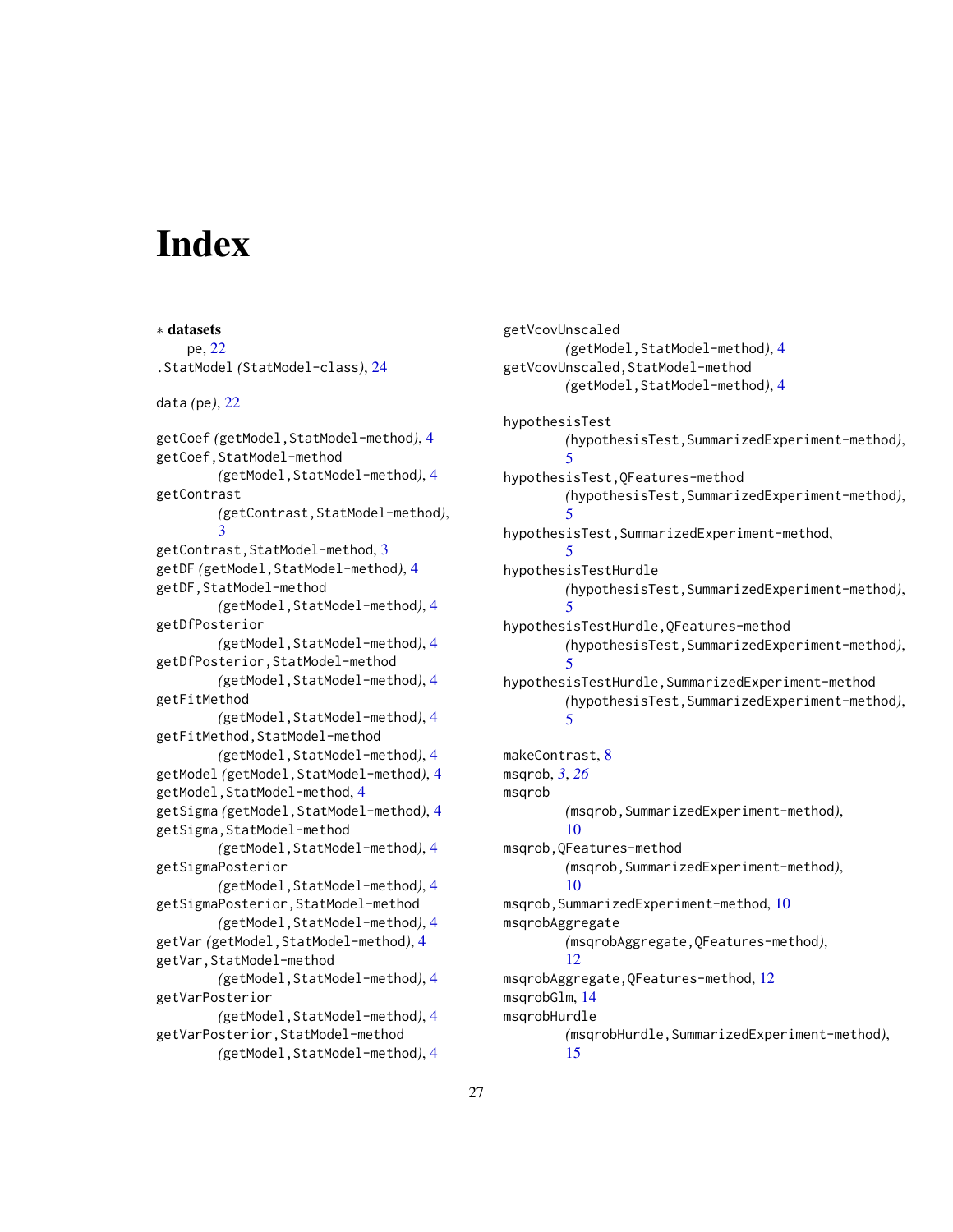# Index

∗ **datasets**
  pe, 22

.StatModel *(*StatModel-class*)*, 24

data *(*pe*)*, 22

getCoef *(*getModel,StatModel-method*)*, 4
getCoef,StatModel-method
  *(*getModel,StatModel-method*)*, 4
getContrast
  *(*getContrast,StatModel-method*)*, 3
getContrast,StatModel-method, 3
getDF *(*getModel,StatModel-method*)*, 4
getDF,StatModel-method
  *(*getModel,StatModel-method*)*, 4
getDfPosterior
  *(*getModel,StatModel-method*)*, 4
getDfPosterior,StatModel-method
  *(*getModel,StatModel-method*)*, 4
getFitMethod
  *(*getModel,StatModel-method*)*, 4
getFitMethod,StatModel-method
  *(*getModel,StatModel-method*)*, 4
getModel *(*getModel,StatModel-method*)*, 4
getModel,StatModel-method, 4
getSigma *(*getModel,StatModel-method*)*, 4
getSigma,StatModel-method
  *(*getModel,StatModel-method*)*, 4
getSigmaPosterior
  *(*getModel,StatModel-method*)*, 4
getSigmaPosterior,StatModel-method
  *(*getModel,StatModel-method*)*, 4
getVar *(*getModel,StatModel-method*)*, 4
getVar,StatModel-method
  *(*getModel,StatModel-method*)*, 4
getVarPosterior
  *(*getModel,StatModel-method*)*, 4
getVarPosterior,StatModel-method
  *(*getModel,StatModel-method*)*, 4
getVcovUnscaled
  *(*getModel,StatModel-method*)*, 4
getVcovUnscaled,StatModel-method
  *(*getModel,StatModel-method*)*, 4

hypothesisTest
  *(*hypothesisTest,SummarizedExperiment-method*)*, 5
hypothesisTest,QFeatures-method
  *(*hypothesisTest,SummarizedExperiment-method*)*, 5
hypothesisTest,SummarizedExperiment-method, 5
hypothesisTestHurdle
  *(*hypothesisTest,SummarizedExperiment-method*)*, 5
hypothesisTestHurdle,QFeatures-method
  *(*hypothesisTest,SummarizedExperiment-method*)*, 5
hypothesisTestHurdle,SummarizedExperiment-method
  *(*hypothesisTest,SummarizedExperiment-method*)*, 5

makeContrast, 8
msqrob, *3*, *26*
msqrob
  *(*msqrob,SummarizedExperiment-method*)*, 10
msqrob,QFeatures-method
  *(*msqrob,SummarizedExperiment-method*)*, 10
msqrob,SummarizedExperiment-method, 10
msqrobAggregate
  *(*msqrobAggregate,QFeatures-method*)*, 12
msqrobAggregate,QFeatures-method, 12
msqrobGlm, 14
msqrobHurdle
  *(*msqrobHurdle,SummarizedExperiment-method*)*, 15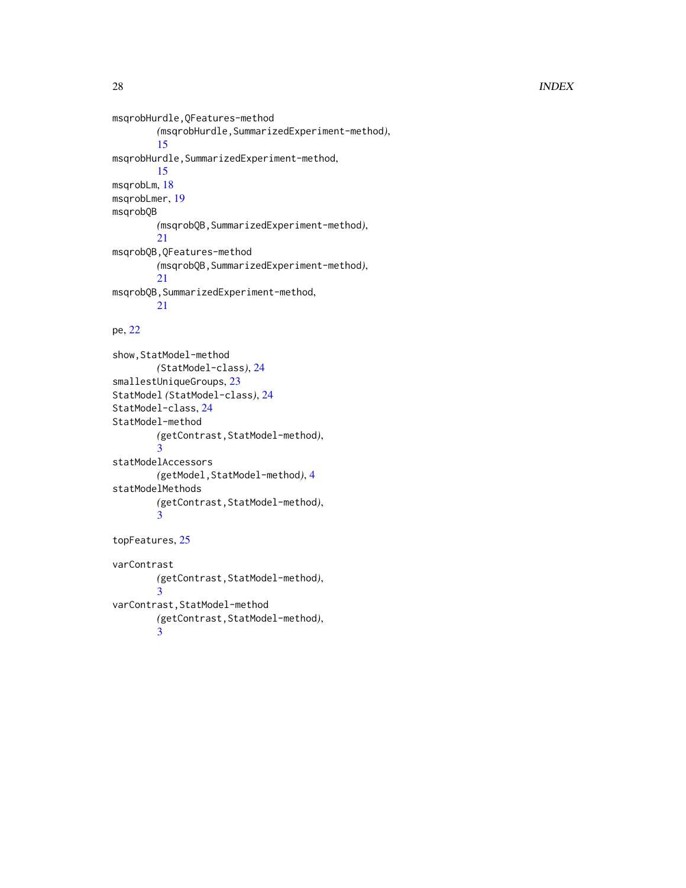msqrobHurdle,QFeatures-method
    *(*msqrobHurdle,SummarizedExperiment-method*)*, 15
msqrobHurdle,SummarizedExperiment-method, 15
msqrobLm, 18
msqrobLmer, 19
msqrobQB
    *(*msqrobQB,SummarizedExperiment-method*)*, 21
msqrobQB,QFeatures-method
    *(*msqrobQB,SummarizedExperiment-method*)*, 21
msqrobQB,SummarizedExperiment-method, 21

pe, 22

show,StatModel-method
    *(*StatModel-class*)*, 24
smallestUniqueGroups, 23
StatModel *(*StatModel-class*)*, 24
StatModel-class, 24
StatModel-method
    *(*getContrast,StatModel-method*)*, 3
statModelAccessors
    *(*getModel,StatModel-method*)*, 4
statModelMethods
    *(*getContrast,StatModel-method*)*, 3

topFeatures, 25

varContrast
    *(*getContrast,StatModel-method*)*, 3
varContrast,StatModel-method
    *(*getContrast,StatModel-method*)*, 3